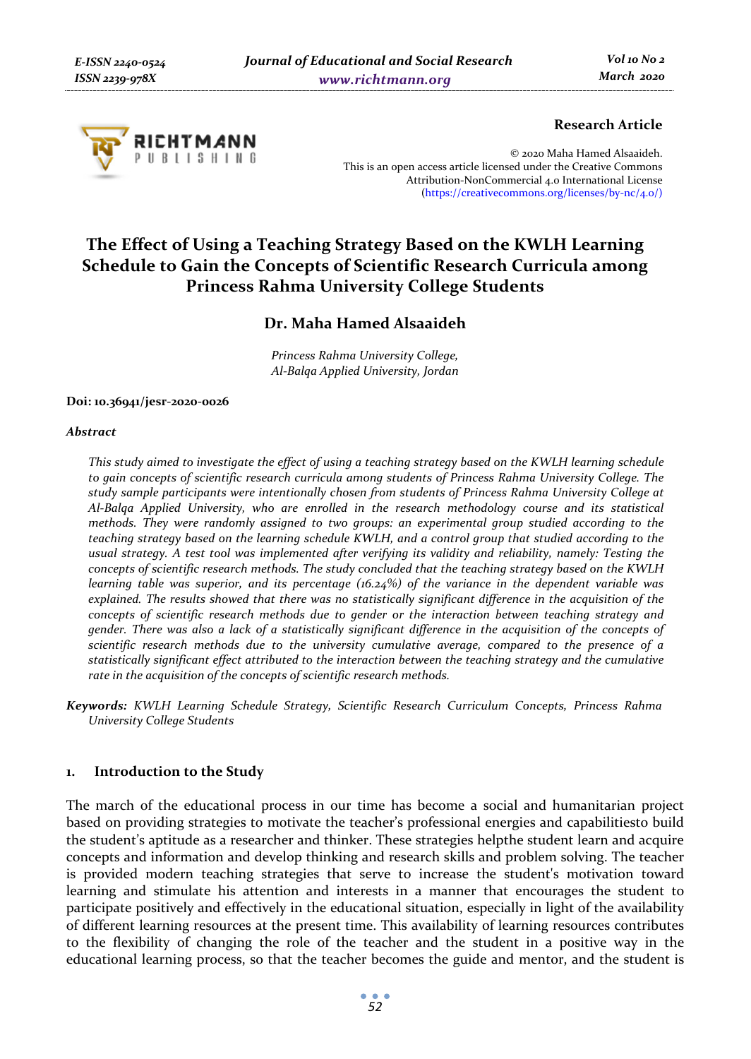**Research Article**

© 2020 Maha Hamed Alsaaideh.
This is an open access article licensed under the Creative Commons Attribution-NonCommercial 4.0 International License (https://creativecommons.org/licenses/by-nc/4.0/)

# The Effect of Using a Teaching Strategy Based on the KWLH Learning Schedule to Gain the Concepts of Scientific Research Curricula among Princess Rahma University College Students

## Dr. Maha Hamed Alsaaideh

*Princess Rahma University College,*
*Al-Balqa Applied University, Jordan*

**Doi: 10.36941/jesr-2020-0026**

***Abstract***

*This study aimed to investigate the effect of using a teaching strategy based on the KWLH learning schedule to gain concepts of scientific research curricula among students of Princess Rahma University College. The study sample participants were intentionally chosen from students of Princess Rahma University College at Al-Balqa Applied University, who are enrolled in the research methodology course and its statistical methods. They were randomly assigned to two groups: an experimental group studied according to the teaching strategy based on the learning schedule KWLH, and a control group that studied according to the usual strategy. A test tool was implemented after verifying its validity and reliability, namely: Testing the concepts of scientific research methods. The study concluded that the teaching strategy based on the KWLH learning table was superior, and its percentage (16.24%) of the variance in the dependent variable was explained. The results showed that there was no statistically significant difference in the acquisition of the concepts of scientific research methods due to gender or the interaction between teaching strategy and gender. There was also a lack of a statistically significant difference in the acquisition of the concepts of scientific research methods due to the university cumulative average, compared to the presence of a statistically significant effect attributed to the interaction between the teaching strategy and the cumulative rate in the acquisition of the concepts of scientific research methods.*

***Keywords:*** *KWLH Learning Schedule Strategy, Scientific Research Curriculum Concepts, Princess Rahma University College Students*

## 1. Introduction to the Study

The march of the educational process in our time has become a social and humanitarian project based on providing strategies to motivate the teacher's professional energies and capabilitiesto build the student's aptitude as a researcher and thinker. These strategies helpthe student learn and acquire concepts and information and develop thinking and research skills and problem solving. The teacher is provided modern teaching strategies that serve to increase the student's motivation toward learning and stimulate his attention and interests in a manner that encourages the student to participate positively and effectively in the educational situation, especially in light of the availability of different learning resources at the present time. This availability of learning resources contributes to the flexibility of changing the role of the teacher and the student in a positive way in the educational learning process, so that the teacher becomes the guide and mentor, and the student is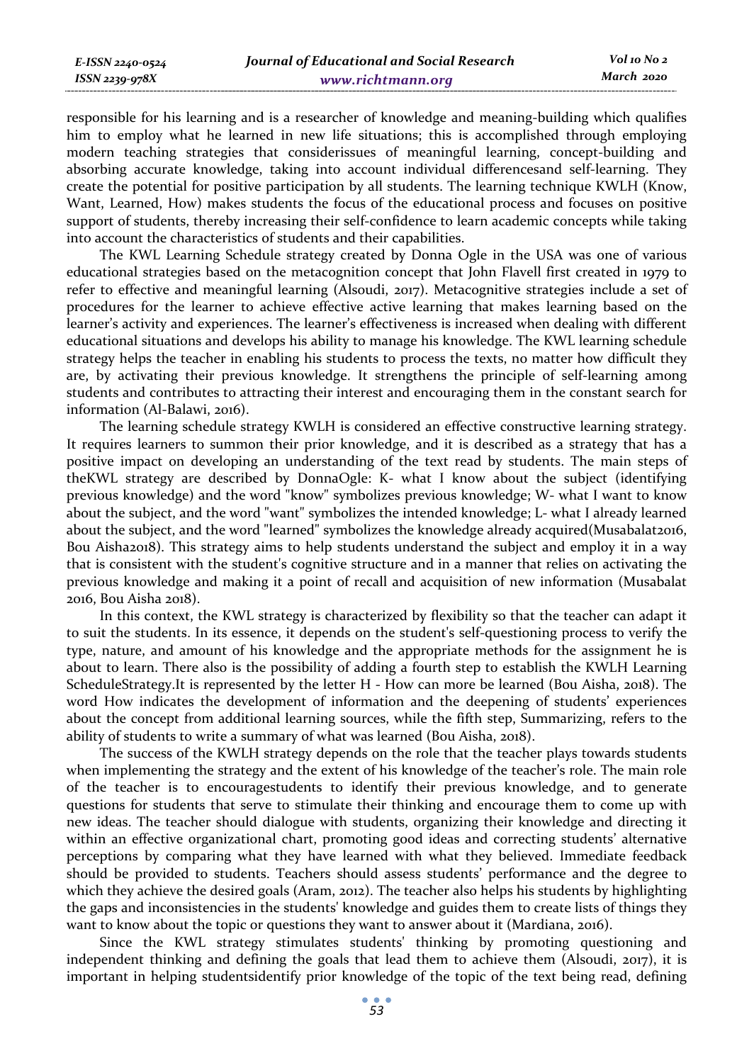responsible for his learning and is a researcher of knowledge and meaning-building which qualifies him to employ what he learned in new life situations; this is accomplished through employing modern teaching strategies that considerissues of meaningful learning, concept-building and absorbing accurate knowledge, taking into account individual differencesand self-learning. They create the potential for positive participation by all students. The learning technique KWLH (Know, Want, Learned, How) makes students the focus of the educational process and focuses on positive support of students, thereby increasing their self-confidence to learn academic concepts while taking into account the characteristics of students and their capabilities.

The KWL Learning Schedule strategy created by Donna Ogle in the USA was one of various educational strategies based on the metacognition concept that John Flavell first created in 1979 to refer to effective and meaningful learning (Alsoudi, 2017). Metacognitive strategies include a set of procedures for the learner to achieve effective active learning that makes learning based on the learner's activity and experiences. The learner's effectiveness is increased when dealing with different educational situations and develops his ability to manage his knowledge. The KWL learning schedule strategy helps the teacher in enabling his students to process the texts, no matter how difficult they are, by activating their previous knowledge. It strengthens the principle of self-learning among students and contributes to attracting their interest and encouraging them in the constant search for information (Al-Balawi, 2016).

The learning schedule strategy KWLH is considered an effective constructive learning strategy. It requires learners to summon their prior knowledge, and it is described as a strategy that has a positive impact on developing an understanding of the text read by students. The main steps of theKWL strategy are described by DonnaOgle: K- what I know about the subject (identifying previous knowledge) and the word "know" symbolizes previous knowledge; W- what I want to know about the subject, and the word "want" symbolizes the intended knowledge; L- what I already learned about the subject, and the word "learned" symbolizes the knowledge already acquired(Musabalat2016, Bou Aisha2018). This strategy aims to help students understand the subject and employ it in a way that is consistent with the student's cognitive structure and in a manner that relies on activating the previous knowledge and making it a point of recall and acquisition of new information (Musabalat 2016, Bou Aisha 2018).

In this context, the KWL strategy is characterized by flexibility so that the teacher can adapt it to suit the students. In its essence, it depends on the student's self-questioning process to verify the type, nature, and amount of his knowledge and the appropriate methods for the assignment he is about to learn. There also is the possibility of adding a fourth step to establish the KWLH Learning ScheduleStrategy.It is represented by the letter H - How can more be learned (Bou Aisha, 2018). The word How indicates the development of information and the deepening of students' experiences about the concept from additional learning sources, while the fifth step, Summarizing, refers to the ability of students to write a summary of what was learned (Bou Aisha, 2018).

The success of the KWLH strategy depends on the role that the teacher plays towards students when implementing the strategy and the extent of his knowledge of the teacher's role. The main role of the teacher is to encouragestudents to identify their previous knowledge, and to generate questions for students that serve to stimulate their thinking and encourage them to come up with new ideas. The teacher should dialogue with students, organizing their knowledge and directing it within an effective organizational chart, promoting good ideas and correcting students' alternative perceptions by comparing what they have learned with what they believed. Immediate feedback should be provided to students. Teachers should assess students' performance and the degree to which they achieve the desired goals (Aram, 2012). The teacher also helps his students by highlighting the gaps and inconsistencies in the students' knowledge and guides them to create lists of things they want to know about the topic or questions they want to answer about it (Mardiana, 2016).

Since the KWL strategy stimulates students' thinking by promoting questioning and independent thinking and defining the goals that lead them to achieve them (Alsoudi, 2017), it is important in helping studentsidentify prior knowledge of the topic of the text being read, defining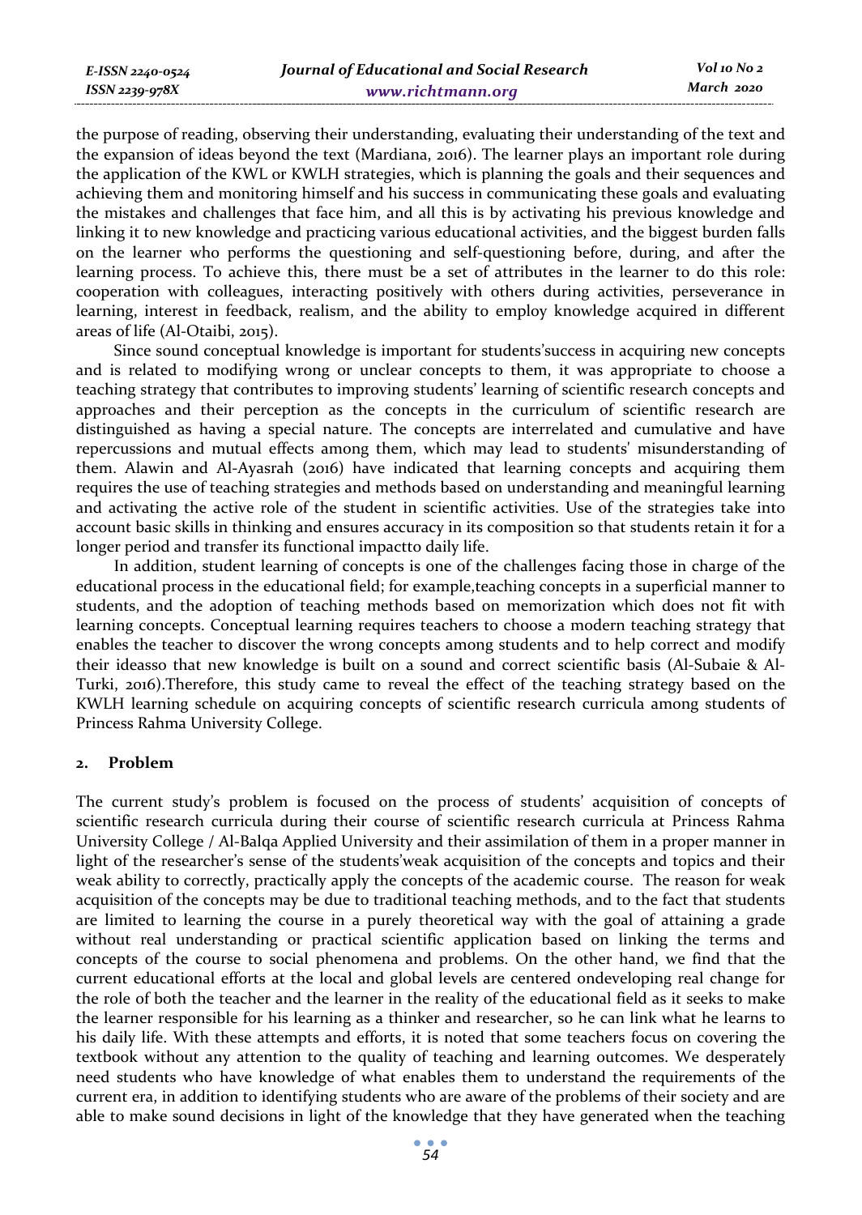the purpose of reading, observing their understanding, evaluating their understanding of the text and the expansion of ideas beyond the text (Mardiana, 2016). The learner plays an important role during the application of the KWL or KWLH strategies, which is planning the goals and their sequences and achieving them and monitoring himself and his success in communicating these goals and evaluating the mistakes and challenges that face him, and all this is by activating his previous knowledge and linking it to new knowledge and practicing various educational activities, and the biggest burden falls on the learner who performs the questioning and self-questioning before, during, and after the learning process. To achieve this, there must be a set of attributes in the learner to do this role: cooperation with colleagues, interacting positively with others during activities, perseverance in learning, interest in feedback, realism, and the ability to employ knowledge acquired in different areas of life (Al-Otaibi, 2015).

Since sound conceptual knowledge is important for students'success in acquiring new concepts and is related to modifying wrong or unclear concepts to them, it was appropriate to choose a teaching strategy that contributes to improving students' learning of scientific research concepts and approaches and their perception as the concepts in the curriculum of scientific research are distinguished as having a special nature. The concepts are interrelated and cumulative and have repercussions and mutual effects among them, which may lead to students' misunderstanding of them. Alawin and Al-Ayasrah (2016) have indicated that learning concepts and acquiring them requires the use of teaching strategies and methods based on understanding and meaningful learning and activating the active role of the student in scientific activities. Use of the strategies take into account basic skills in thinking and ensures accuracy in its composition so that students retain it for a longer period and transfer its functional impactto daily life.

In addition, student learning of concepts is one of the challenges facing those in charge of the educational process in the educational field; for example,teaching concepts in a superficial manner to students, and the adoption of teaching methods based on memorization which does not fit with learning concepts. Conceptual learning requires teachers to choose a modern teaching strategy that enables the teacher to discover the wrong concepts among students and to help correct and modify their ideasso that new knowledge is built on a sound and correct scientific basis (Al-Subaie & Al-Turki, 2016).Therefore, this study came to reveal the effect of the teaching strategy based on the KWLH learning schedule on acquiring concepts of scientific research curricula among students of Princess Rahma University College.

## 2. Problem

The current study's problem is focused on the process of students' acquisition of concepts of scientific research curricula during their course of scientific research curricula at Princess Rahma University College / Al-Balqa Applied University and their assimilation of them in a proper manner in light of the researcher's sense of the students'weak acquisition of the concepts and topics and their weak ability to correctly, practically apply the concepts of the academic course. The reason for weak acquisition of the concepts may be due to traditional teaching methods, and to the fact that students are limited to learning the course in a purely theoretical way with the goal of attaining a grade without real understanding or practical scientific application based on linking the terms and concepts of the course to social phenomena and problems. On the other hand, we find that the current educational efforts at the local and global levels are centered ondeveloping real change for the role of both the teacher and the learner in the reality of the educational field as it seeks to make the learner responsible for his learning as a thinker and researcher, so he can link what he learns to his daily life. With these attempts and efforts, it is noted that some teachers focus on covering the textbook without any attention to the quality of teaching and learning outcomes. We desperately need students who have knowledge of what enables them to understand the requirements of the current era, in addition to identifying students who are aware of the problems of their society and are able to make sound decisions in light of the knowledge that they have generated when the teaching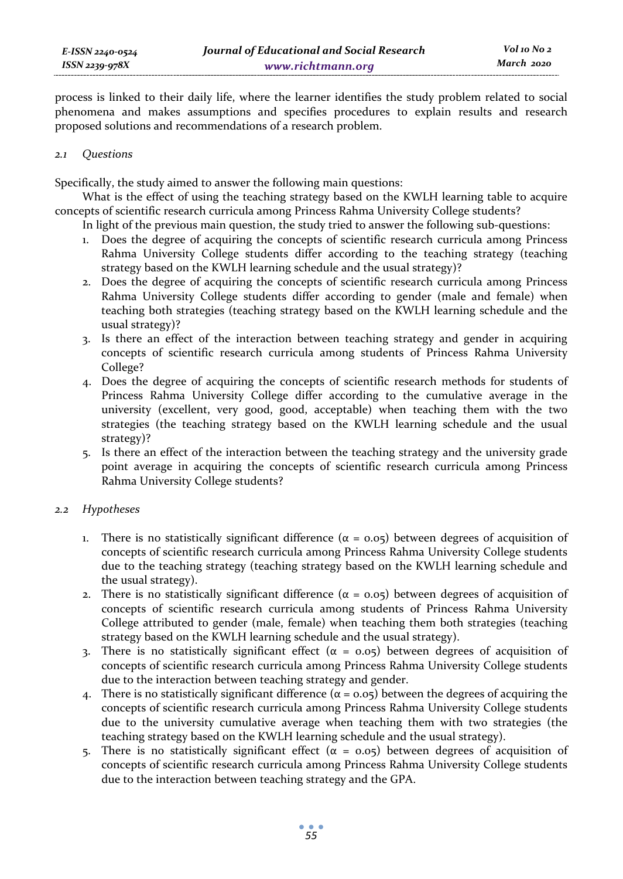process is linked to their daily life, where the learner identifies the study problem related to social phenomena and makes assumptions and specifies procedures to explain results and research proposed solutions and recommendations of a research problem.

### *2.1 Questions*

Specifically, the study aimed to answer the following main questions:

What is the effect of using the teaching strategy based on the KWLH learning table to acquire concepts of scientific research curricula among Princess Rahma University College students?

In light of the previous main question, the study tried to answer the following sub-questions:

1. Does the degree of acquiring the concepts of scientific research curricula among Princess Rahma University College students differ according to the teaching strategy (teaching strategy based on the KWLH learning schedule and the usual strategy)?
2. Does the degree of acquiring the concepts of scientific research curricula among Princess Rahma University College students differ according to gender (male and female) when teaching both strategies (teaching strategy based on the KWLH learning schedule and the usual strategy)?
3. Is there an effect of the interaction between teaching strategy and gender in acquiring concepts of scientific research curricula among students of Princess Rahma University College?
4. Does the degree of acquiring the concepts of scientific research methods for students of Princess Rahma University College differ according to the cumulative average in the university (excellent, very good, good, acceptable) when teaching them with the two strategies (the teaching strategy based on the KWLH learning schedule and the usual strategy)?
5. Is there an effect of the interaction between the teaching strategy and the university grade point average in acquiring the concepts of scientific research curricula among Princess Rahma University College students?

### *2.2 Hypotheses*

1. There is no statistically significant difference ($\alpha = 0.05$) between degrees of acquisition of concepts of scientific research curricula among Princess Rahma University College students due to the teaching strategy (teaching strategy based on the KWLH learning schedule and the usual strategy).
2. There is no statistically significant difference ($\alpha = 0.05$) between degrees of acquisition of concepts of scientific research curricula among students of Princess Rahma University College attributed to gender (male, female) when teaching them both strategies (teaching strategy based on the KWLH learning schedule and the usual strategy).
3. There is no statistically significant effect ($\alpha = 0.05$) between degrees of acquisition of concepts of scientific research curricula among Princess Rahma University College students due to the interaction between teaching strategy and gender.
4. There is no statistically significant difference ($\alpha = 0.05$) between the degrees of acquiring the concepts of scientific research curricula among Princess Rahma University College students due to the university cumulative average when teaching them with two strategies (the teaching strategy based on the KWLH learning schedule and the usual strategy).
5. There is no statistically significant effect ($\alpha = 0.05$) between degrees of acquisition of concepts of scientific research curricula among Princess Rahma University College students due to the interaction between teaching strategy and the GPA.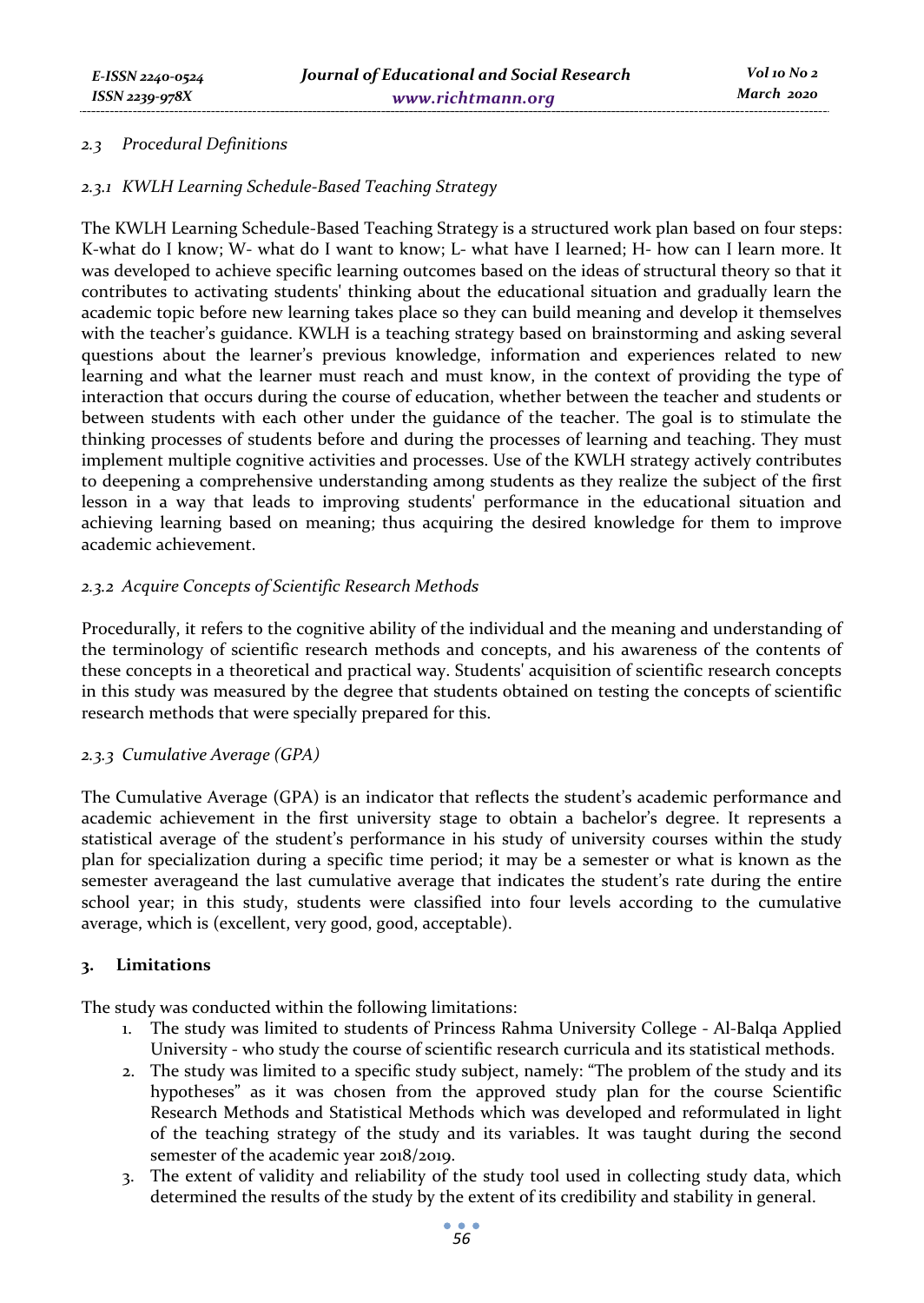*2.3 Procedural Definitions*

*2.3.1 KWLH Learning Schedule-Based Teaching Strategy*

The KWLH Learning Schedule-Based Teaching Strategy is a structured work plan based on four steps: K-what do I know; W- what do I want to know; L- what have I learned; H- how can I learn more. It was developed to achieve specific learning outcomes based on the ideas of structural theory so that it contributes to activating students' thinking about the educational situation and gradually learn the academic topic before new learning takes place so they can build meaning and develop it themselves with the teacher's guidance. KWLH is a teaching strategy based on brainstorming and asking several questions about the learner's previous knowledge, information and experiences related to new learning and what the learner must reach and must know, in the context of providing the type of interaction that occurs during the course of education, whether between the teacher and students or between students with each other under the guidance of the teacher. The goal is to stimulate the thinking processes of students before and during the processes of learning and teaching. They must implement multiple cognitive activities and processes. Use of the KWLH strategy actively contributes to deepening a comprehensive understanding among students as they realize the subject of the first lesson in a way that leads to improving students' performance in the educational situation and achieving learning based on meaning; thus acquiring the desired knowledge for them to improve academic achievement.

*2.3.2 Acquire Concepts of Scientific Research Methods*

Procedurally, it refers to the cognitive ability of the individual and the meaning and understanding of the terminology of scientific research methods and concepts, and his awareness of the contents of these concepts in a theoretical and practical way. Students' acquisition of scientific research concepts in this study was measured by the degree that students obtained on testing the concepts of scientific research methods that were specially prepared for this.

*2.3.3 Cumulative Average (GPA)*

The Cumulative Average (GPA) is an indicator that reflects the student's academic performance and academic achievement in the first university stage to obtain a bachelor's degree. It represents a statistical average of the student's performance in his study of university courses within the study plan for specialization during a specific time period; it may be a semester or what is known as the semester averageand the last cumulative average that indicates the student's rate during the entire school year; in this study, students were classified into four levels according to the cumulative average, which is (excellent, very good, good, acceptable).

## 3. Limitations

The study was conducted within the following limitations:

1. The study was limited to students of Princess Rahma University College - Al-Balqa Applied University - who study the course of scientific research curricula and its statistical methods.
2. The study was limited to a specific study subject, namely: "The problem of the study and its hypotheses" as it was chosen from the approved study plan for the course Scientific Research Methods and Statistical Methods which was developed and reformulated in light of the teaching strategy of the study and its variables. It was taught during the second semester of the academic year 2018/2019.
3. The extent of validity and reliability of the study tool used in collecting study data, which determined the results of the study by the extent of its credibility and stability in general.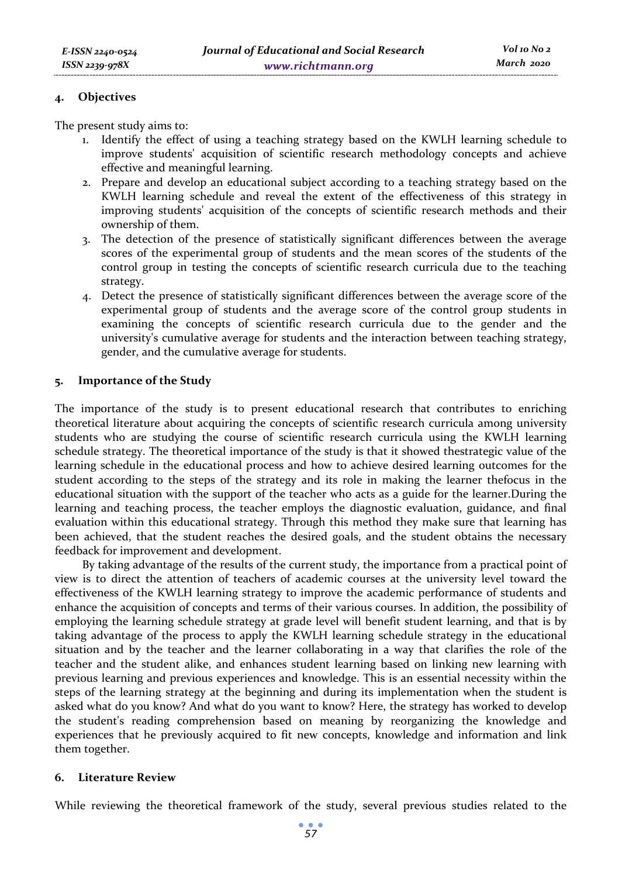## 4. Objectives

The present study aims to:

1. Identify the effect of using a teaching strategy based on the KWLH learning schedule to improve students' acquisition of scientific research methodology concepts and achieve effective and meaningful learning.
2. Prepare and develop an educational subject according to a teaching strategy based on the KWLH learning schedule and reveal the extent of the effectiveness of this strategy in improving students' acquisition of the concepts of scientific research methods and their ownership of them.
3. The detection of the presence of statistically significant differences between the average scores of the experimental group of students and the mean scores of the students of the control group in testing the concepts of scientific research curricula due to the teaching strategy.
4. Detect the presence of statistically significant differences between the average score of the experimental group of students and the average score of the control group students in examining the concepts of scientific research curricula due to the gender and the university's cumulative average for students and the interaction between teaching strategy, gender, and the cumulative average for students.

## 5. Importance of the Study

The importance of the study is to present educational research that contributes to enriching theoretical literature about acquiring the concepts of scientific research curricula among university students who are studying the course of scientific research curricula using the KWLH learning schedule strategy. The theoretical importance of the study is that it showed thestrategic value of the learning schedule in the educational process and how to achieve desired learning outcomes for the student according to the steps of the strategy and its role in making the learner thefocus in the educational situation with the support of the teacher who acts as a guide for the learner.During the learning and teaching process, the teacher employs the diagnostic evaluation, guidance, and final evaluation within this educational strategy. Through this method they make sure that learning has been achieved, that the student reaches the desired goals, and the student obtains the necessary feedback for improvement and development.

By taking advantage of the results of the current study, the importance from a practical point of view is to direct the attention of teachers of academic courses at the university level toward the effectiveness of the KWLH learning strategy to improve the academic performance of students and enhance the acquisition of concepts and terms of their various courses. In addition, the possibility of employing the learning schedule strategy at grade level will benefit student learning, and that is by taking advantage of the process to apply the KWLH learning schedule strategy in the educational situation and by the teacher and the learner collaborating in a way that clarifies the role of the teacher and the student alike, and enhances student learning based on linking new learning with previous learning and previous experiences and knowledge. This is an essential necessity within the steps of the learning strategy at the beginning and during its implementation when the student is asked what do you know? And what do you want to know? Here, the strategy has worked to develop the student's reading comprehension based on meaning by reorganizing the knowledge and experiences that he previously acquired to fit new concepts, knowledge and information and link them together.

## 6. Literature Review

While reviewing the theoretical framework of the study, several previous studies related to the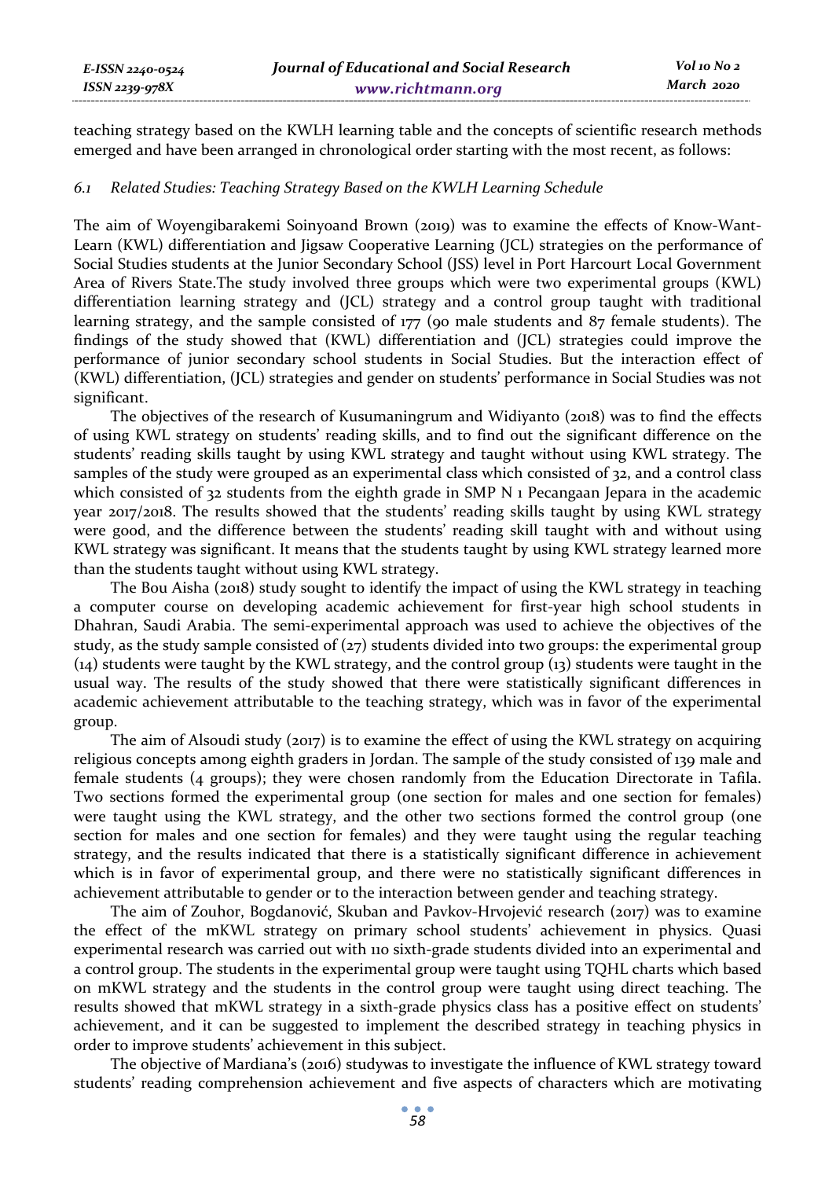teaching strategy based on the KWLH learning table and the concepts of scientific research methods emerged and have been arranged in chronological order starting with the most recent, as follows:

### *6.1 Related Studies: Teaching Strategy Based on the KWLH Learning Schedule*

The aim of Woyengibarakemi Soinyoand Brown (2019) was to examine the effects of Know-Want-Learn (KWL) differentiation and Jigsaw Cooperative Learning (JCL) strategies on the performance of Social Studies students at the Junior Secondary School (JSS) level in Port Harcourt Local Government Area of Rivers State.The study involved three groups which were two experimental groups (KWL) differentiation learning strategy and (JCL) strategy and a control group taught with traditional learning strategy, and the sample consisted of 177 (90 male students and 87 female students). The findings of the study showed that (KWL) differentiation and (JCL) strategies could improve the performance of junior secondary school students in Social Studies. But the interaction effect of (KWL) differentiation, (JCL) strategies and gender on students' performance in Social Studies was not significant.

The objectives of the research of Kusumaningrum and Widiyanto (2018) was to find the effects of using KWL strategy on students' reading skills, and to find out the significant difference on the students' reading skills taught by using KWL strategy and taught without using KWL strategy. The samples of the study were grouped as an experimental class which consisted of 32, and a control class which consisted of 32 students from the eighth grade in SMP N 1 Pecangaan Jepara in the academic year 2017/2018. The results showed that the students' reading skills taught by using KWL strategy were good, and the difference between the students' reading skill taught with and without using KWL strategy was significant. It means that the students taught by using KWL strategy learned more than the students taught without using KWL strategy.

The Bou Aisha (2018) study sought to identify the impact of using the KWL strategy in teaching a computer course on developing academic achievement for first-year high school students in Dhahran, Saudi Arabia. The semi-experimental approach was used to achieve the objectives of the study, as the study sample consisted of (27) students divided into two groups: the experimental group (14) students were taught by the KWL strategy, and the control group (13) students were taught in the usual way. The results of the study showed that there were statistically significant differences in academic achievement attributable to the teaching strategy, which was in favor of the experimental group.

The aim of Alsoudi study (2017) is to examine the effect of using the KWL strategy on acquiring religious concepts among eighth graders in Jordan. The sample of the study consisted of 139 male and female students (4 groups); they were chosen randomly from the Education Directorate in Tafila. Two sections formed the experimental group (one section for males and one section for females) were taught using the KWL strategy, and the other two sections formed the control group (one section for males and one section for females) and they were taught using the regular teaching strategy, and the results indicated that there is a statistically significant difference in achievement which is in favor of experimental group, and there were no statistically significant differences in achievement attributable to gender or to the interaction between gender and teaching strategy.

The aim of Zouhor, Bogdanović, Skuban and Pavkov-Hrvojević research (2017) was to examine the effect of the mKWL strategy on primary school students' achievement in physics. Quasi experimental research was carried out with 110 sixth-grade students divided into an experimental and a control group. The students in the experimental group were taught using TQHL charts which based on mKWL strategy and the students in the control group were taught using direct teaching. The results showed that mKWL strategy in a sixth-grade physics class has a positive effect on students' achievement, and it can be suggested to implement the described strategy in teaching physics in order to improve students' achievement in this subject.

The objective of Mardiana's (2016) studywas to investigate the influence of KWL strategy toward students' reading comprehension achievement and five aspects of characters which are motivating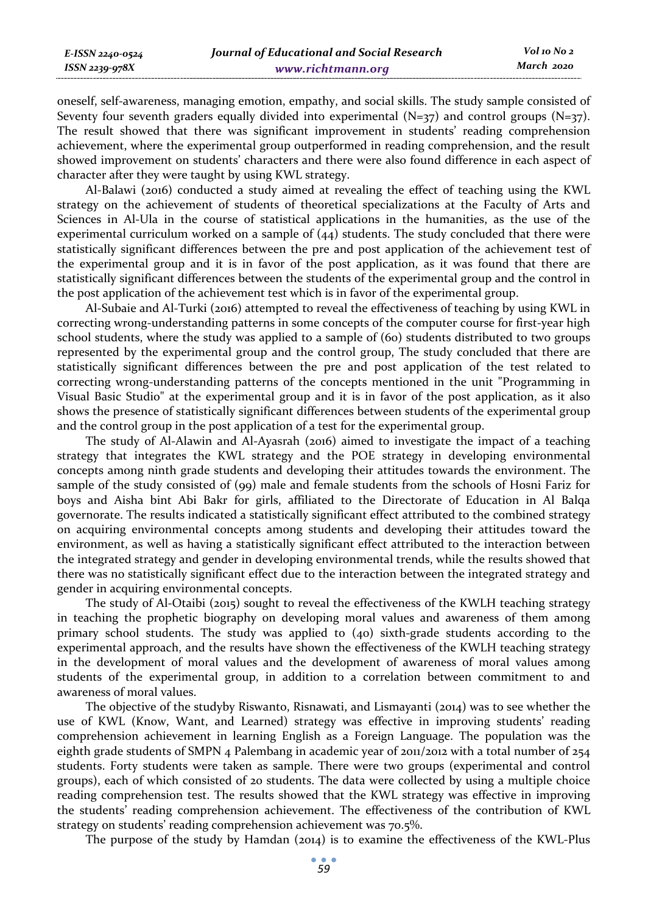oneself, self-awareness, managing emotion, empathy, and social skills. The study sample consisted of Seventy four seventh graders equally divided into experimental (N=37) and control groups (N=37). The result showed that there was significant improvement in students' reading comprehension achievement, where the experimental group outperformed in reading comprehension, and the result showed improvement on students' characters and there were also found difference in each aspect of character after they were taught by using KWL strategy.

Al-Balawi (2016) conducted a study aimed at revealing the effect of teaching using the KWL strategy on the achievement of students of theoretical specializations at the Faculty of Arts and Sciences in Al-Ula in the course of statistical applications in the humanities, as the use of the experimental curriculum worked on a sample of (44) students. The study concluded that there were statistically significant differences between the pre and post application of the achievement test of the experimental group and it is in favor of the post application, as it was found that there are statistically significant differences between the students of the experimental group and the control in the post application of the achievement test which is in favor of the experimental group.

Al-Subaie and Al-Turki (2016) attempted to reveal the effectiveness of teaching by using KWL in correcting wrong-understanding patterns in some concepts of the computer course for first-year high school students, where the study was applied to a sample of (60) students distributed to two groups represented by the experimental group and the control group, The study concluded that there are statistically significant differences between the pre and post application of the test related to correcting wrong-understanding patterns of the concepts mentioned in the unit "Programming in Visual Basic Studio" at the experimental group and it is in favor of the post application, as it also shows the presence of statistically significant differences between students of the experimental group and the control group in the post application of a test for the experimental group.

The study of Al-Alawin and Al-Ayasrah (2016) aimed to investigate the impact of a teaching strategy that integrates the KWL strategy and the POE strategy in developing environmental concepts among ninth grade students and developing their attitudes towards the environment. The sample of the study consisted of (99) male and female students from the schools of Hosni Fariz for boys and Aisha bint Abi Bakr for girls, affiliated to the Directorate of Education in Al Balqa governorate. The results indicated a statistically significant effect attributed to the combined strategy on acquiring environmental concepts among students and developing their attitudes toward the environment, as well as having a statistically significant effect attributed to the interaction between the integrated strategy and gender in developing environmental trends, while the results showed that there was no statistically significant effect due to the interaction between the integrated strategy and gender in acquiring environmental concepts.

The study of Al-Otaibi (2015) sought to reveal the effectiveness of the KWLH teaching strategy in teaching the prophetic biography on developing moral values and awareness of them among primary school students. The study was applied to (40) sixth-grade students according to the experimental approach, and the results have shown the effectiveness of the KWLH teaching strategy in the development of moral values and the development of awareness of moral values among students of the experimental group, in addition to a correlation between commitment to and awareness of moral values.

The objective of the studyby Riswanto, Risnawati, and Lismayanti (2014) was to see whether the use of KWL (Know, Want, and Learned) strategy was effective in improving students' reading comprehension achievement in learning English as a Foreign Language. The population was the eighth grade students of SMPN 4 Palembang in academic year of 2011/2012 with a total number of 254 students. Forty students were taken as sample. There were two groups (experimental and control groups), each of which consisted of 20 students. The data were collected by using a multiple choice reading comprehension test. The results showed that the KWL strategy was effective in improving the students' reading comprehension achievement. The effectiveness of the contribution of KWL strategy on students' reading comprehension achievement was 70.5%.

The purpose of the study by Hamdan (2014) is to examine the effectiveness of the KWL-Plus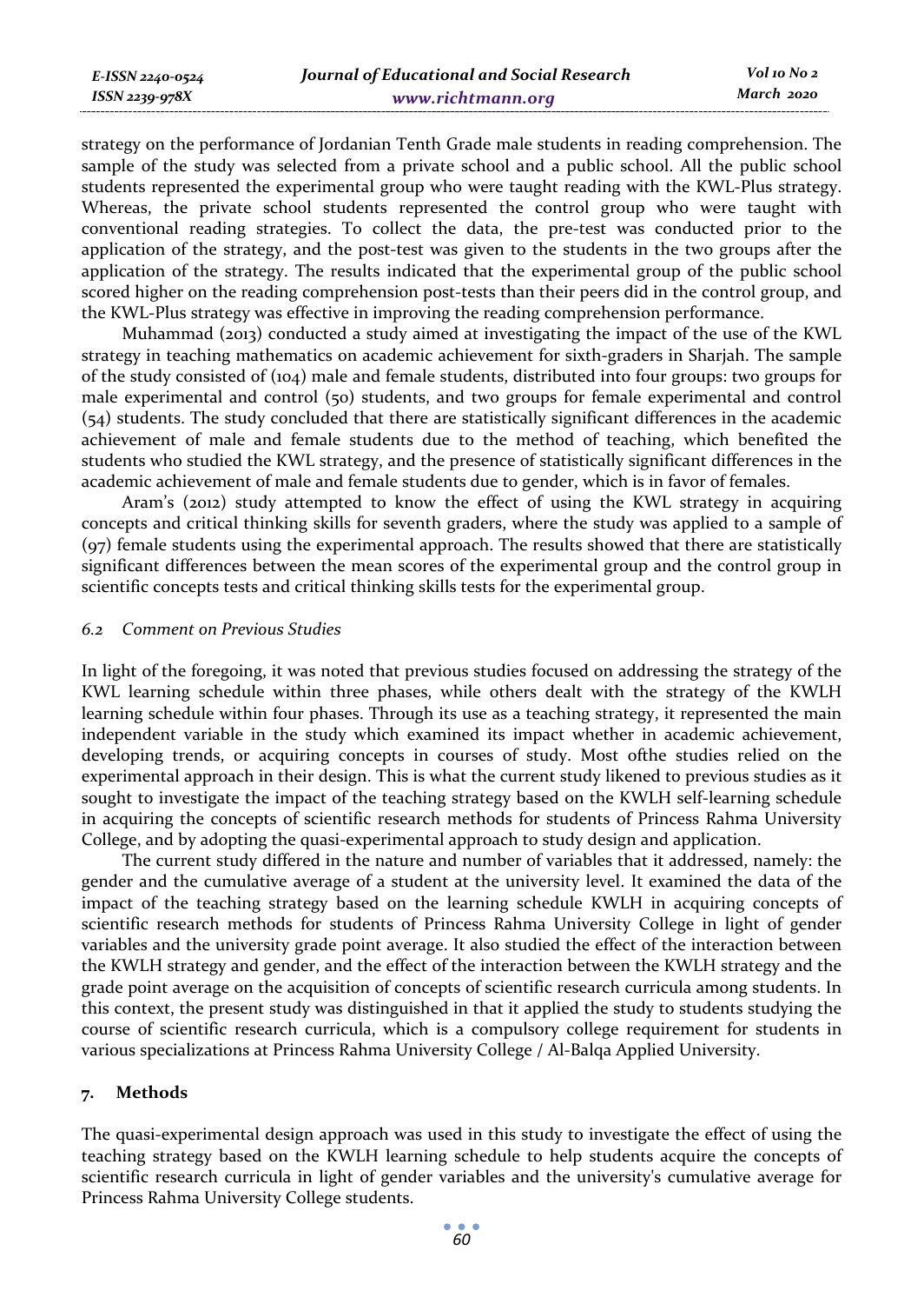strategy on the performance of Jordanian Tenth Grade male students in reading comprehension. The sample of the study was selected from a private school and a public school. All the public school students represented the experimental group who were taught reading with the KWL-Plus strategy. Whereas, the private school students represented the control group who were taught with conventional reading strategies. To collect the data, the pre-test was conducted prior to the application of the strategy, and the post-test was given to the students in the two groups after the application of the strategy. The results indicated that the experimental group of the public school scored higher on the reading comprehension post-tests than their peers did in the control group, and the KWL-Plus strategy was effective in improving the reading comprehension performance.

Muhammad (2013) conducted a study aimed at investigating the impact of the use of the KWL strategy in teaching mathematics on academic achievement for sixth-graders in Sharjah. The sample of the study consisted of (104) male and female students, distributed into four groups: two groups for male experimental and control (50) students, and two groups for female experimental and control (54) students. The study concluded that there are statistically significant differences in the academic achievement of male and female students due to the method of teaching, which benefited the students who studied the KWL strategy, and the presence of statistically significant differences in the academic achievement of male and female students due to gender, which is in favor of females.

Aram's (2012) study attempted to know the effect of using the KWL strategy in acquiring concepts and critical thinking skills for seventh graders, where the study was applied to a sample of (97) female students using the experimental approach. The results showed that there are statistically significant differences between the mean scores of the experimental group and the control group in scientific concepts tests and critical thinking skills tests for the experimental group.

### *6.2 Comment on Previous Studies*

In light of the foregoing, it was noted that previous studies focused on addressing the strategy of the KWL learning schedule within three phases, while others dealt with the strategy of the KWLH learning schedule within four phases. Through its use as a teaching strategy, it represented the main independent variable in the study which examined its impact whether in academic achievement, developing trends, or acquiring concepts in courses of study. Most ofthe studies relied on the experimental approach in their design. This is what the current study likened to previous studies as it sought to investigate the impact of the teaching strategy based on the KWLH self-learning schedule in acquiring the concepts of scientific research methods for students of Princess Rahma University College, and by adopting the quasi-experimental approach to study design and application.

The current study differed in the nature and number of variables that it addressed, namely: the gender and the cumulative average of a student at the university level. It examined the data of the impact of the teaching strategy based on the learning schedule KWLH in acquiring concepts of scientific research methods for students of Princess Rahma University College in light of gender variables and the university grade point average. It also studied the effect of the interaction between the KWLH strategy and gender, and the effect of the interaction between the KWLH strategy and the grade point average on the acquisition of concepts of scientific research curricula among students. In this context, the present study was distinguished in that it applied the study to students studying the course of scientific research curricula, which is a compulsory college requirement for students in various specializations at Princess Rahma University College / Al-Balqa Applied University.

## 7. Methods

The quasi-experimental design approach was used in this study to investigate the effect of using the teaching strategy based on the KWLH learning schedule to help students acquire the concepts of scientific research curricula in light of gender variables and the university's cumulative average for Princess Rahma University College students.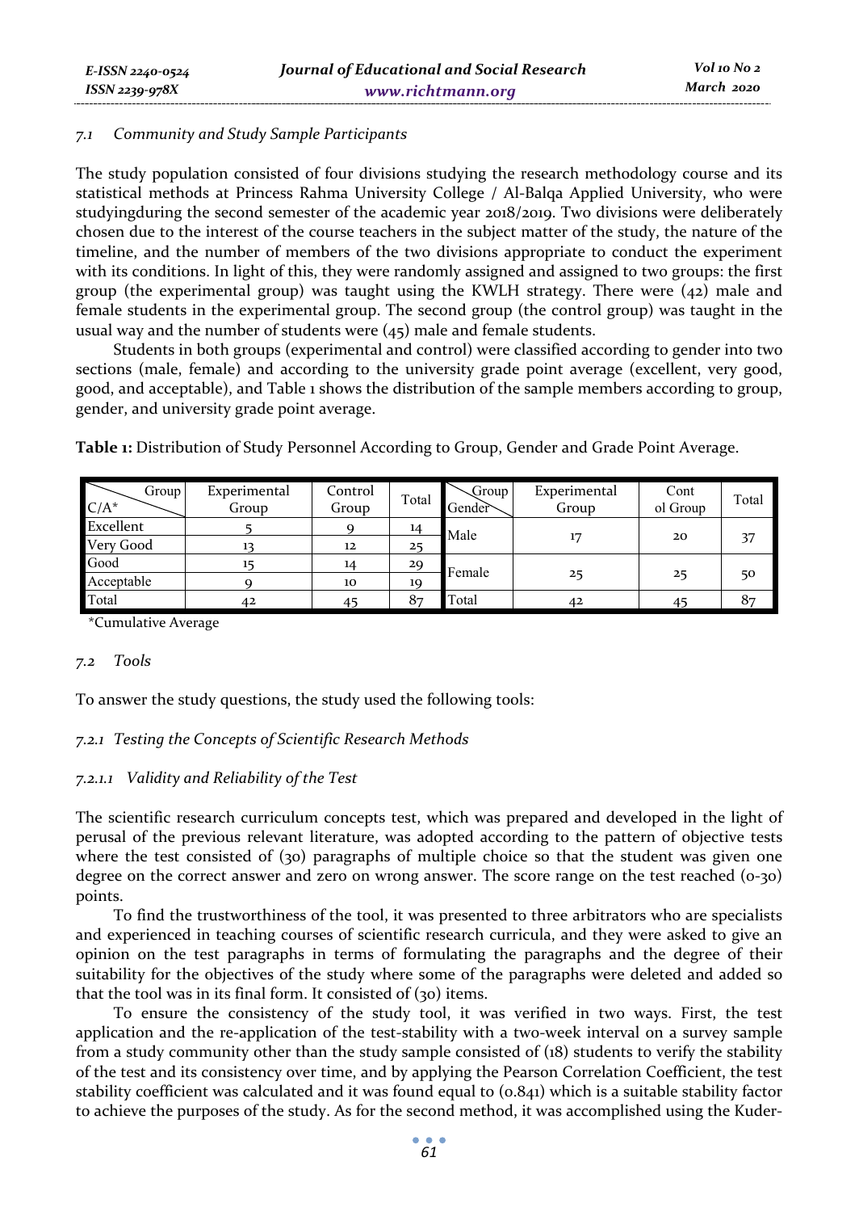### 7.1 Community and Study Sample Participants

The study population consisted of four divisions studying the research methodology course and its statistical methods at Princess Rahma University College / Al-Balqa Applied University, who were studyingduring the second semester of the academic year 2018/2019. Two divisions were deliberately chosen due to the interest of the course teachers in the subject matter of the study, the nature of the timeline, and the number of members of the two divisions appropriate to conduct the experiment with its conditions. In light of this, they were randomly assigned and assigned to two groups: the first group (the experimental group) was taught using the KWLH strategy. There were (42) male and female students in the experimental group. The second group (the control group) was taught in the usual way and the number of students were (45) male and female students.

Students in both groups (experimental and control) were classified according to gender into two sections (male, female) and according to the university grade point average (excellent, very good, good, and acceptable), and Table 1 shows the distribution of the sample members according to group, gender, and university grade point average.

**Table 1:** Distribution of Study Personnel According to Group, Gender and Grade Point Average.

| Group / C/A* | Experimental Group | Control Group | Total | Group / Gender | Experimental Group | Control Group | Total |
|---|---|---|---|---|---|---|---|
| Excellent | 5 | 9 | 14 | Male | 17 | 20 | 37 |
| Very Good | 13 | 12 | 25 | | | | |
| Good | 15 | 14 | 29 | Female | 25 | 25 | 50 |
| Acceptable | 9 | 10 | 19 | | | | |
| Total | 42 | 45 | 87 | Total | 42 | 45 | 87 |

*Cumulative Average

### 7.2 Tools

To answer the study questions, the study used the following tools:

#### 7.2.1 Testing the Concepts of Scientific Research Methods

##### 7.2.1.1 Validity and Reliability of the Test

The scientific research curriculum concepts test, which was prepared and developed in the light of perusal of the previous relevant literature, was adopted according to the pattern of objective tests where the test consisted of (30) paragraphs of multiple choice so that the student was given one degree on the correct answer and zero on wrong answer. The score range on the test reached (0-30) points.

To find the trustworthiness of the tool, it was presented to three arbitrators who are specialists and experienced in teaching courses of scientific research curricula, and they were asked to give an opinion on the test paragraphs in terms of formulating the paragraphs and the degree of their suitability for the objectives of the study where some of the paragraphs were deleted and added so that the tool was in its final form. It consisted of (30) items.

To ensure the consistency of the study tool, it was verified in two ways. First, the test application and the re-application of the test-stability with a two-week interval on a survey sample from a study community other than the study sample consisted of (18) students to verify the stability of the test and its consistency over time, and by applying the Pearson Correlation Coefficient, the test stability coefficient was calculated and it was found equal to (0.841) which is a suitable stability factor to achieve the purposes of the study. As for the second method, it was accomplished using the Kuder-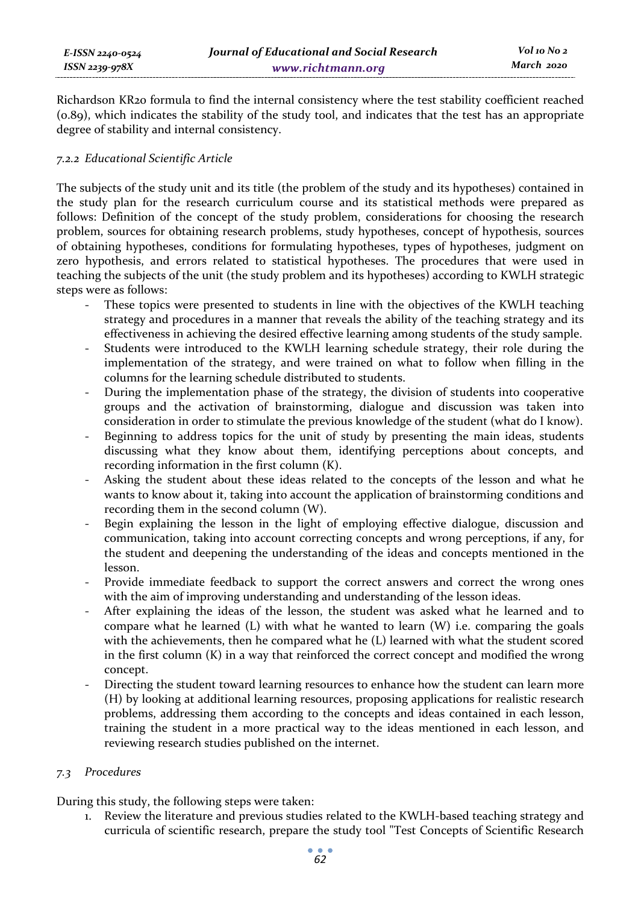Richardson KR20 formula to find the internal consistency where the test stability coefficient reached (0.89), which indicates the stability of the study tool, and indicates that the test has an appropriate degree of stability and internal consistency.

#### *7.2.2 Educational Scientific Article*

The subjects of the study unit and its title (the problem of the study and its hypotheses) contained in the study plan for the research curriculum course and its statistical methods were prepared as follows: Definition of the concept of the study problem, considerations for choosing the research problem, sources for obtaining research problems, study hypotheses, concept of hypothesis, sources of obtaining hypotheses, conditions for formulating hypotheses, types of hypotheses, judgment on zero hypothesis, and errors related to statistical hypotheses. The procedures that were used in teaching the subjects of the unit (the study problem and its hypotheses) according to KWLH strategic steps were as follows:

- These topics were presented to students in line with the objectives of the KWLH teaching strategy and procedures in a manner that reveals the ability of the teaching strategy and its effectiveness in achieving the desired effective learning among students of the study sample.
- Students were introduced to the KWLH learning schedule strategy, their role during the implementation of the strategy, and were trained on what to follow when filling in the columns for the learning schedule distributed to students.
- During the implementation phase of the strategy, the division of students into cooperative groups and the activation of brainstorming, dialogue and discussion was taken into consideration in order to stimulate the previous knowledge of the student (what do I know).
- Beginning to address topics for the unit of study by presenting the main ideas, students discussing what they know about them, identifying perceptions about concepts, and recording information in the first column (K).
- Asking the student about these ideas related to the concepts of the lesson and what he wants to know about it, taking into account the application of brainstorming conditions and recording them in the second column (W).
- Begin explaining the lesson in the light of employing effective dialogue, discussion and communication, taking into account correcting concepts and wrong perceptions, if any, for the student and deepening the understanding of the ideas and concepts mentioned in the lesson.
- Provide immediate feedback to support the correct answers and correct the wrong ones with the aim of improving understanding and understanding of the lesson ideas.
- After explaining the ideas of the lesson, the student was asked what he learned and to compare what he learned (L) with what he wanted to learn (W) i.e. comparing the goals with the achievements, then he compared what he (L) learned with what the student scored in the first column (K) in a way that reinforced the correct concept and modified the wrong concept.
- Directing the student toward learning resources to enhance how the student can learn more (H) by looking at additional learning resources, proposing applications for realistic research problems, addressing them according to the concepts and ideas contained in each lesson, training the student in a more practical way to the ideas mentioned in each lesson, and reviewing research studies published on the internet.

### *7.3 Procedures*

During this study, the following steps were taken:

1. Review the literature and previous studies related to the KWLH-based teaching strategy and curricula of scientific research, prepare the study tool "Test Concepts of Scientific Research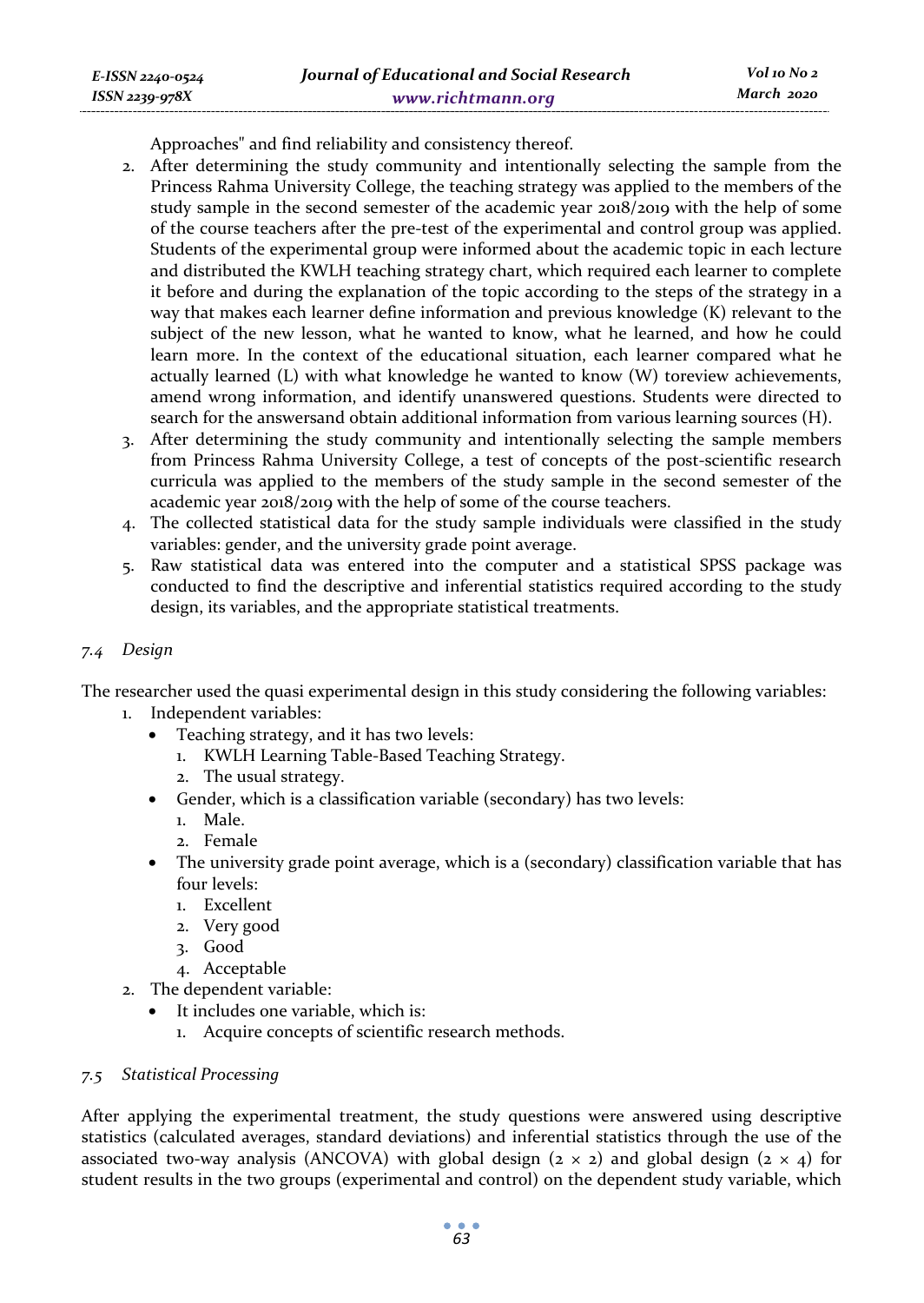Approaches" and find reliability and consistency thereof.

2. After determining the study community and intentionally selecting the sample from the Princess Rahma University College, the teaching strategy was applied to the members of the study sample in the second semester of the academic year 2018/2019 with the help of some of the course teachers after the pre-test of the experimental and control group was applied. Students of the experimental group were informed about the academic topic in each lecture and distributed the KWLH teaching strategy chart, which required each learner to complete it before and during the explanation of the topic according to the steps of the strategy in a way that makes each learner define information and previous knowledge (K) relevant to the subject of the new lesson, what he wanted to know, what he learned, and how he could learn more. In the context of the educational situation, each learner compared what he actually learned (L) with what knowledge he wanted to know (W) toreview achievements, amend wrong information, and identify unanswered questions. Students were directed to search for the answersand obtain additional information from various learning sources (H).
3. After determining the study community and intentionally selecting the sample members from Princess Rahma University College, a test of concepts of the post-scientific research curricula was applied to the members of the study sample in the second semester of the academic year 2018/2019 with the help of some of the course teachers.
4. The collected statistical data for the study sample individuals were classified in the study variables: gender, and the university grade point average.
5. Raw statistical data was entered into the computer and a statistical SPSS package was conducted to find the descriptive and inferential statistics required according to the study design, its variables, and the appropriate statistical treatments.

### *7.4 Design*

The researcher used the quasi experimental design in this study considering the following variables:

1. Independent variables:
   - Teaching strategy, and it has two levels:
     1. KWLH Learning Table-Based Teaching Strategy.
     2. The usual strategy.
   - Gender, which is a classification variable (secondary) has two levels:
     1. Male.
     2. Female
   - The university grade point average, which is a (secondary) classification variable that has four levels:
     1. Excellent
     2. Very good
     3. Good
     4. Acceptable
2. The dependent variable:
   - It includes one variable, which is:
     1. Acquire concepts of scientific research methods.

### *7.5 Statistical Processing*

After applying the experimental treatment, the study questions were answered using descriptive statistics (calculated averages, standard deviations) and inferential statistics through the use of the associated two-way analysis (ANCOVA) with global design ($2 \times 2$) and global design ($2 \times 4$) for student results in the two groups (experimental and control) on the dependent study variable, which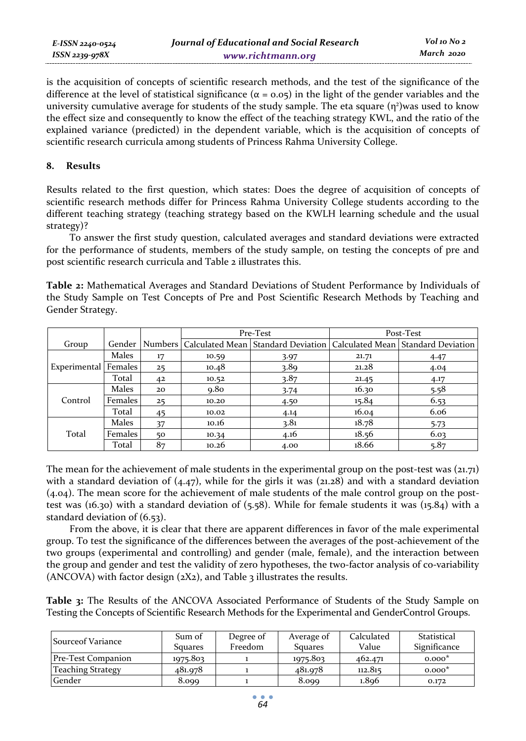is the acquisition of concepts of scientific research methods, and the test of the significance of the difference at the level of statistical significance ($\alpha = 0.05$) in the light of the gender variables and the university cumulative average for students of the study sample. The eta square ($\eta^2$)was used to know the effect size and consequently to know the effect of the teaching strategy KWL, and the ratio of the explained variance (predicted) in the dependent variable, which is the acquisition of concepts of scientific research curricula among students of Princess Rahma University College.

## 8. Results

Results related to the first question, which states: Does the degree of acquisition of concepts of scientific research methods differ for Princess Rahma University College students according to the different teaching strategy (teaching strategy based on the KWLH learning schedule and the usual strategy)?

To answer the first study question, calculated averages and standard deviations were extracted for the performance of students, members of the study sample, on testing the concepts of pre and post scientific research curricula and Table 2 illustrates this.

**Table 2:** Mathematical Averages and Standard Deviations of Student Performance by Individuals of the Study Sample on Test Concepts of Pre and Post Scientific Research Methods by Teaching and Gender Strategy.

| | | | Pre-Test | | Post-Test | |
|---|---|---|---|---|---|---|
| Group | Gender | Numbers | Calculated Mean | Standard Deviation | Calculated Mean | Standard Deviation |
| Experimental | Males | 17 | 10.59 | 3.97 | 21.71 | 4.47 |
| | Females | 25 | 10.48 | 3.89 | 21.28 | 4.04 |
| | Total | 42 | 10.52 | 3.87 | 21.45 | 4.17 |
| Control | Males | 20 | 9.80 | 3.74 | 16.30 | 5.58 |
| | Females | 25 | 10.20 | 4.50 | 15.84 | 6.53 |
| | Total | 45 | 10.02 | 4.14 | 16.04 | 6.06 |
| Total | Males | 37 | 10.16 | 3.81 | 18.78 | 5.73 |
| | Females | 50 | 10.34 | 4.16 | 18.56 | 6.03 |
| | Total | 87 | 10.26 | 4.00 | 18.66 | 5.87 |

The mean for the achievement of male students in the experimental group on the post-test was (21.71) with a standard deviation of (4.47), while for the girls it was (21.28) and with a standard deviation (4.04). The mean score for the achievement of male students of the male control group on the post-test was (16.30) with a standard deviation of (5.58). While for female students it was (15.84) with a standard deviation of (6.53).

From the above, it is clear that there are apparent differences in favor of the male experimental group. To test the significance of the differences between the averages of the post-achievement of the two groups (experimental and controlling) and gender (male, female), and the interaction between the group and gender and test the validity of zero hypotheses, the two-factor analysis of co-variability (ANCOVA) with factor design (2X2), and Table 3 illustrates the results.

**Table 3:** The Results of the ANCOVA Associated Performance of Students of the Study Sample on Testing the Concepts of Scientific Research Methods for the Experimental and GenderControl Groups.

| Sourceof Variance | Sum of Squares | Degree of Freedom | Average of Squares | Calculated Value | Statistical Significance |
|---|---|---|---|---|---|
| Pre-Test Companion | 1975.803 | 1 | 1975.803 | 462.471 | 0.000* |
| Teaching Strategy | 481.978 | 1 | 481.978 | 112.815 | 0.000* |
| Gender | 8.099 | 1 | 8.099 | 1.896 | 0.172 |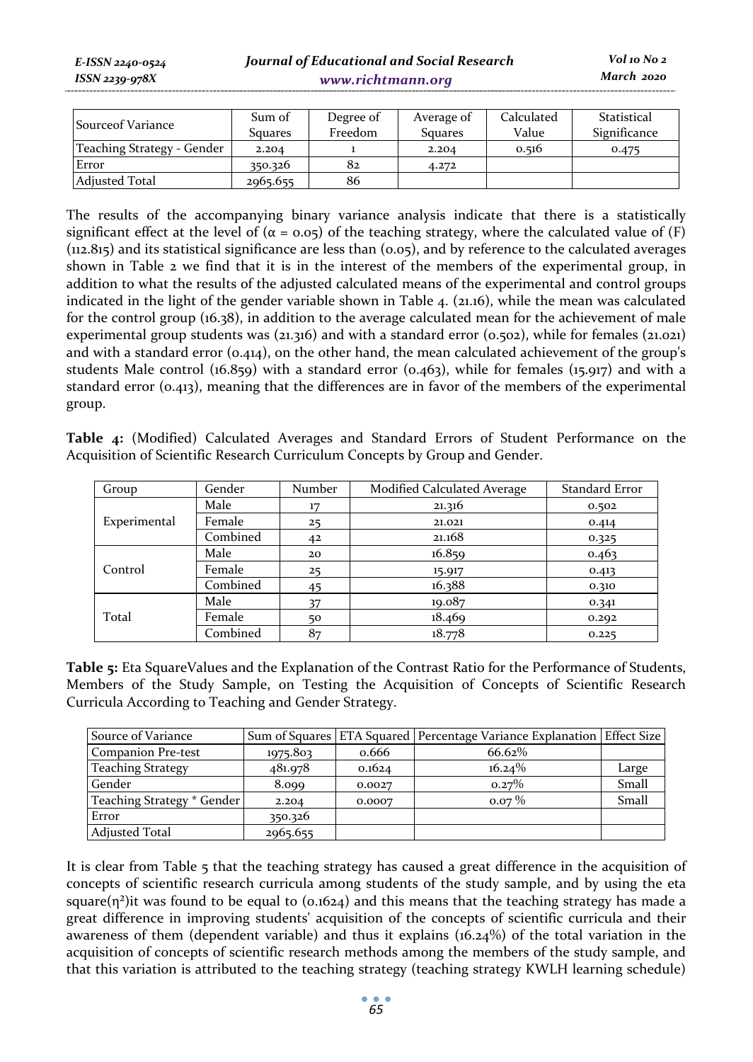| Sourceof Variance | Sum of Squares | Degree of Freedom | Average of Squares | Calculated Value | Statistical Significance |
|---|---|---|---|---|---|
| Teaching Strategy - Gender | 2.204 | 1 | 2.204 | 0.516 | 0.475 |
| Error | 350.326 | 82 | 4.272 | | |
| Adjusted Total | 2965.655 | 86 | | | |

The results of the accompanying binary variance analysis indicate that there is a statistically significant effect at the level of ($\alpha$ = 0.05) of the teaching strategy, where the calculated value of (F) (112.815) and its statistical significance are less than (0.05), and by reference to the calculated averages shown in Table 2 we find that it is in the interest of the members of the experimental group, in addition to what the results of the adjusted calculated means of the experimental and control groups indicated in the light of the gender variable shown in Table 4. (21.16), while the mean was calculated for the control group (16.38), in addition to the average calculated mean for the achievement of male experimental group students was (21.316) and with a standard error (0.502), while for females (21.021) and with a standard error (0.414), on the other hand, the mean calculated achievement of the group's students Male control (16.859) with a standard error (0.463), while for females (15.917) and with a standard error (0.413), meaning that the differences are in favor of the members of the experimental group.

**Table 4:** (Modified) Calculated Averages and Standard Errors of Student Performance on the Acquisition of Scientific Research Curriculum Concepts by Group and Gender.

| Group | Gender | Number | Modified Calculated Average | Standard Error |
|---|---|---|---|---|
| Experimental | Male | 17 | 21.316 | 0.502 |
| | Female | 25 | 21.021 | 0.414 |
| | Combined | 42 | 21.168 | 0.325 |
| Control | Male | 20 | 16.859 | 0.463 |
| | Female | 25 | 15.917 | 0.413 |
| | Combined | 45 | 16.388 | 0.310 |
| Total | Male | 37 | 19.087 | 0.341 |
| | Female | 50 | 18.469 | 0.292 |
| | Combined | 87 | 18.778 | 0.225 |

**Table 5:** Eta SquareValues and the Explanation of the Contrast Ratio for the Performance of Students, Members of the Study Sample, on Testing the Acquisition of Concepts of Scientific Research Curricula According to Teaching and Gender Strategy.

| Source of Variance | Sum of Squares | ETA Squared | Percentage Variance Explanation | Effect Size |
|---|---|---|---|---|
| Companion Pre-test | 1975.803 | 0.666 | 66.62% | |
| Teaching Strategy | 481.978 | 0.1624 | 16.24% | Large |
| Gender | 8.099 | 0.0027 | 0.27% | Small |
| Teaching Strategy * Gender | 2.204 | 0.0007 | 0.07 % | Small |
| Error | 350.326 | | | |
| Adjusted Total | 2965.655 | | | |

It is clear from Table 5 that the teaching strategy has caused a great difference in the acquisition of concepts of scientific research curricula among students of the study sample, and by using the eta square($\eta^2$)it was found to be equal to (0.1624) and this means that the teaching strategy has made a great difference in improving students' acquisition of the concepts of scientific curricula and their awareness of them (dependent variable) and thus it explains (16.24%) of the total variation in the acquisition of concepts of scientific research methods among the members of the study sample, and that this variation is attributed to the teaching strategy (teaching strategy KWLH learning schedule)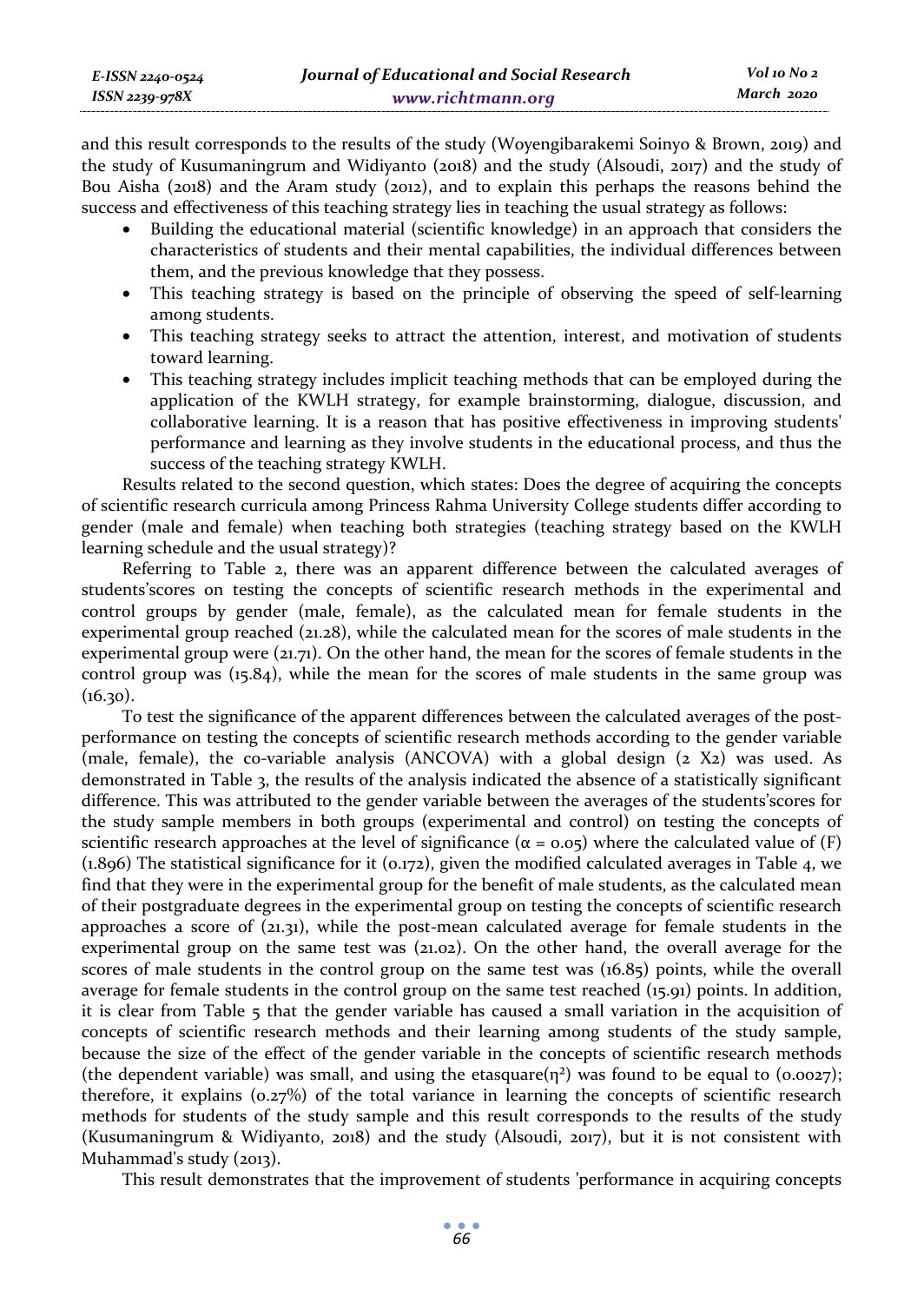and this result corresponds to the results of the study (Woyengibarakemi Soinyo & Brown, 2019) and the study of Kusumaningrum and Widiyanto (2018) and the study (Alsoudi, 2017) and the study of Bou Aisha (2018) and the Aram study (2012), and to explain this perhaps the reasons behind the success and effectiveness of this teaching strategy lies in teaching the usual strategy as follows:

- Building the educational material (scientific knowledge) in an approach that considers the characteristics of students and their mental capabilities, the individual differences between them, and the previous knowledge that they possess.
- This teaching strategy is based on the principle of observing the speed of self-learning among students.
- This teaching strategy seeks to attract the attention, interest, and motivation of students toward learning.
- This teaching strategy includes implicit teaching methods that can be employed during the application of the KWLH strategy, for example brainstorming, dialogue, discussion, and collaborative learning. It is a reason that has positive effectiveness in improving students' performance and learning as they involve students in the educational process, and thus the success of the teaching strategy KWLH.

Results related to the second question, which states: Does the degree of acquiring the concepts of scientific research curricula among Princess Rahma University College students differ according to gender (male and female) when teaching both strategies (teaching strategy based on the KWLH learning schedule and the usual strategy)?

Referring to Table 2, there was an apparent difference between the calculated averages of students'scores on testing the concepts of scientific research methods in the experimental and control groups by gender (male, female), as the calculated mean for female students in the experimental group reached (21.28), while the calculated mean for the scores of male students in the experimental group were (21.71). On the other hand, the mean for the scores of female students in the control group was (15.84), while the mean for the scores of male students in the same group was (16.30).

To test the significance of the apparent differences between the calculated averages of the post-performance on testing the concepts of scientific research methods according to the gender variable (male, female), the co-variable analysis (ANCOVA) with a global design (2 X2) was used. As demonstrated in Table 3, the results of the analysis indicated the absence of a statistically significant difference. This was attributed to the gender variable between the averages of the students'scores for the study sample members in both groups (experimental and control) on testing the concepts of scientific research approaches at the level of significance ($\alpha = 0.05$) where the calculated value of (F) (1.896) The statistical significance for it (0.172), given the modified calculated averages in Table 4, we find that they were in the experimental group for the benefit of male students, as the calculated mean of their postgraduate degrees in the experimental group on testing the concepts of scientific research approaches a score of (21.31), while the post-mean calculated average for female students in the experimental group on the same test was (21.02). On the other hand, the overall average for the scores of male students in the control group on the same test was (16.85) points, while the overall average for female students in the control group on the same test reached (15.91) points. In addition, it is clear from Table 5 that the gender variable has caused a small variation in the acquisition of concepts of scientific research methods and their learning among students of the study sample, because the size of the effect of the gender variable in the concepts of scientific research methods (the dependent variable) was small, and using the etasquare($\eta^2$) was found to be equal to (0.0027); therefore, it explains (0.27%) of the total variance in learning the concepts of scientific research methods for students of the study sample and this result corresponds to the results of the study (Kusumaningrum & Widiyanto, 2018) and the study (Alsoudi, 2017), but it is not consistent with Muhammad's study (2013).

This result demonstrates that the improvement of students 'performance in acquiring concepts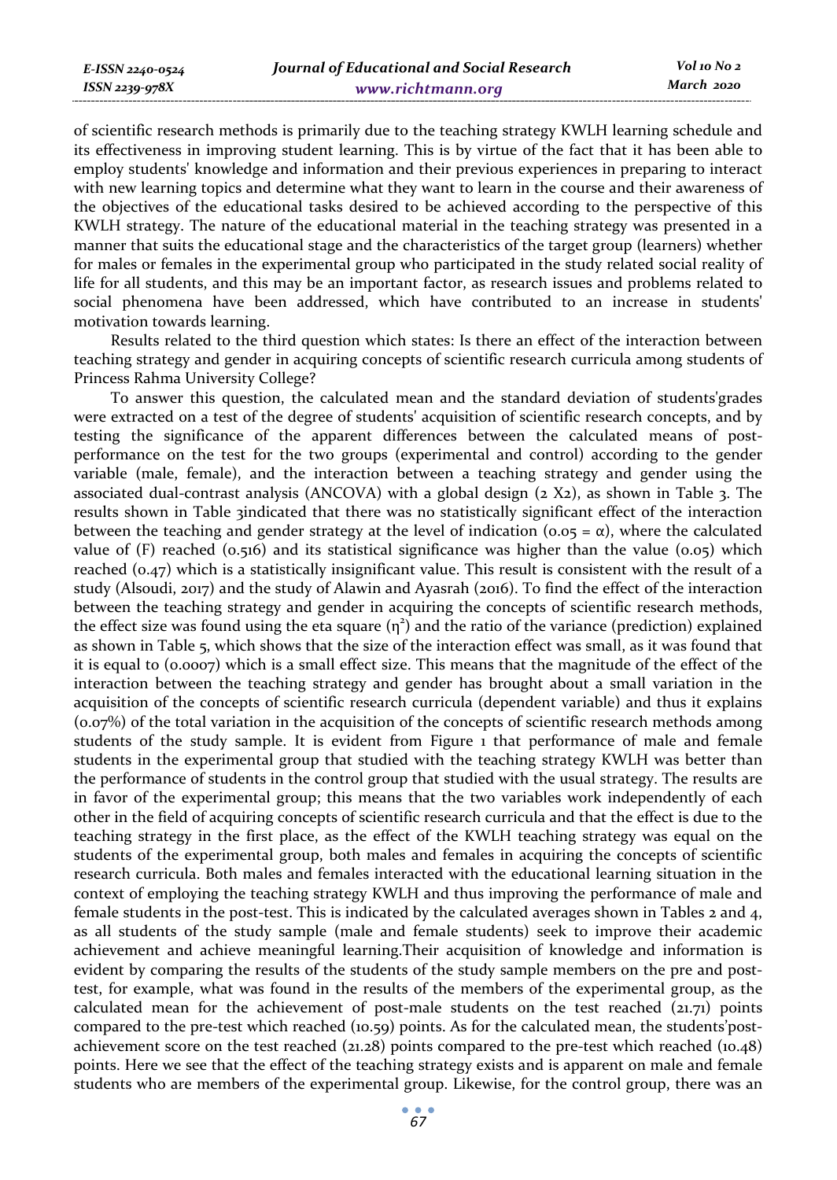of scientific research methods is primarily due to the teaching strategy KWLH learning schedule and its effectiveness in improving student learning. This is by virtue of the fact that it has been able to employ students' knowledge and information and their previous experiences in preparing to interact with new learning topics and determine what they want to learn in the course and their awareness of the objectives of the educational tasks desired to be achieved according to the perspective of this KWLH strategy. The nature of the educational material in the teaching strategy was presented in a manner that suits the educational stage and the characteristics of the target group (learners) whether for males or females in the experimental group who participated in the study related social reality of life for all students, and this may be an important factor, as research issues and problems related to social phenomena have been addressed, which have contributed to an increase in students' motivation towards learning.

Results related to the third question which states: Is there an effect of the interaction between teaching strategy and gender in acquiring concepts of scientific research curricula among students of Princess Rahma University College?

To answer this question, the calculated mean and the standard deviation of students'grades were extracted on a test of the degree of students' acquisition of scientific research concepts, and by testing the significance of the apparent differences between the calculated means of post-performance on the test for the two groups (experimental and control) according to the gender variable (male, female), and the interaction between a teaching strategy and gender using the associated dual-contrast analysis (ANCOVA) with a global design (2 X2), as shown in Table 3. The results shown in Table 3indicated that there was no statistically significant effect of the interaction between the teaching and gender strategy at the level of indication ($0.05 = \alpha$), where the calculated value of (F) reached (0.516) and its statistical significance was higher than the value (0.05) which reached (0.47) which is a statistically insignificant value. This result is consistent with the result of a study (Alsoudi, 2017) and the study of Alawin and Ayasrah (2016). To find the effect of the interaction between the teaching strategy and gender in acquiring the concepts of scientific research methods, the effect size was found using the eta square ($\eta^2$) and the ratio of the variance (prediction) explained as shown in Table 5, which shows that the size of the interaction effect was small, as it was found that it is equal to (0.0007) which is a small effect size. This means that the magnitude of the effect of the interaction between the teaching strategy and gender has brought about a small variation in the acquisition of the concepts of scientific research curricula (dependent variable) and thus it explains (0.07%) of the total variation in the acquisition of the concepts of scientific research methods among students of the study sample. It is evident from Figure 1 that performance of male and female students in the experimental group that studied with the teaching strategy KWLH was better than the performance of students in the control group that studied with the usual strategy. The results are in favor of the experimental group; this means that the two variables work independently of each other in the field of acquiring concepts of scientific research curricula and that the effect is due to the teaching strategy in the first place, as the effect of the KWLH teaching strategy was equal on the students of the experimental group, both males and females in acquiring the concepts of scientific research curricula. Both males and females interacted with the educational learning situation in the context of employing the teaching strategy KWLH and thus improving the performance of male and female students in the post-test. This is indicated by the calculated averages shown in Tables 2 and 4, as all students of the study sample (male and female students) seek to improve their academic achievement and achieve meaningful learning.Their acquisition of knowledge and information is evident by comparing the results of the students of the study sample members on the pre and post-test, for example, what was found in the results of the members of the experimental group, as the calculated mean for the achievement of post-male students on the test reached (21.71) points compared to the pre-test which reached (10.59) points. As for the calculated mean, the students'post-achievement score on the test reached (21.28) points compared to the pre-test which reached (10.48) points. Here we see that the effect of the teaching strategy exists and is apparent on male and female students who are members of the experimental group. Likewise, for the control group, there was an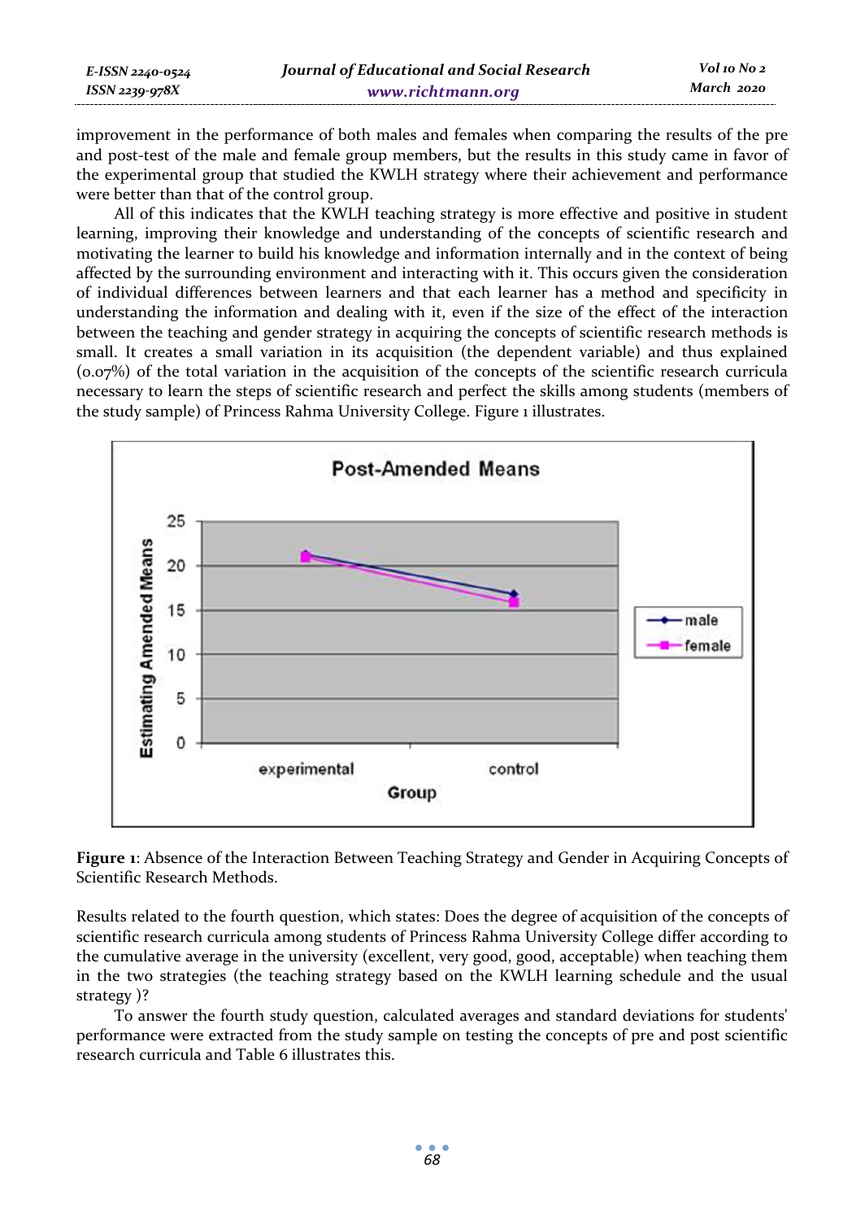improvement in the performance of both males and females when comparing the results of the pre and post-test of the male and female group members, but the results in this study came in favor of the experimental group that studied the KWLH strategy where their achievement and performance were better than that of the control group.

All of this indicates that the KWLH teaching strategy is more effective and positive in student learning, improving their knowledge and understanding of the concepts of scientific research and motivating the learner to build his knowledge and information internally and in the context of being affected by the surrounding environment and interacting with it. This occurs given the consideration of individual differences between learners and that each learner has a method and specificity in understanding the information and dealing with it, even if the size of the effect of the interaction between the teaching and gender strategy in acquiring the concepts of scientific research methods is small. It creates a small variation in its acquisition (the dependent variable) and thus explained (0.07%) of the total variation in the acquisition of the concepts of the scientific research curricula necessary to learn the steps of scientific research and perfect the skills among students (members of the study sample) of Princess Rahma University College. Figure 1 illustrates.

**Figure 1**: Absence of the Interaction Between Teaching Strategy and Gender in Acquiring Concepts of Scientific Research Methods.

Results related to the fourth question, which states: Does the degree of acquisition of the concepts of scientific research curricula among students of Princess Rahma University College differ according to the cumulative average in the university (excellent, very good, good, acceptable) when teaching them in the two strategies (the teaching strategy based on the KWLH learning schedule and the usual strategy )?

To answer the fourth study question, calculated averages and standard deviations for students' performance were extracted from the study sample on testing the concepts of pre and post scientific research curricula and Table 6 illustrates this.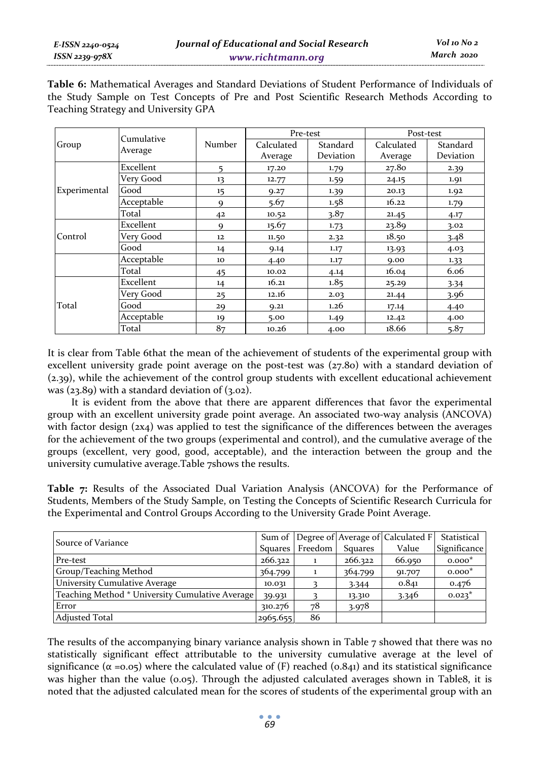**Table 6:** Mathematical Averages and Standard Deviations of Student Performance of Individuals of the Study Sample on Test Concepts of Pre and Post Scientific Research Methods According to Teaching Strategy and University GPA

| Group | Cumulative Average | Number | Pre-test | | Post-test | |
|---|---|---|---|---|---|---|
| | | | Calculated Average | Standard Deviation | Calculated Average | Standard Deviation |
| Experimental | Excellent | 5 | 17.20 | 1.79 | 27.80 | 2.39 |
| | Very Good | 13 | 12.77 | 1.59 | 24.15 | 1.91 |
| | Good | 15 | 9.27 | 1.39 | 20.13 | 1.92 |
| | Acceptable | 9 | 5.67 | 1.58 | 16.22 | 1.79 |
| | Total | 42 | 10.52 | 3.87 | 21.45 | 4.17 |
| Control | Excellent | 9 | 15.67 | 1.73 | 23.89 | 3.02 |
| | Very Good | 12 | 11.50 | 2.32 | 18.50 | 3.48 |
| | Good | 14 | 9.14 | 1.17 | 13.93 | 4.03 |
| | Acceptable | 10 | 4.40 | 1.17 | 9.00 | 1.33 |
| | Total | 45 | 10.02 | 4.14 | 16.04 | 6.06 |
| Total | Excellent | 14 | 16.21 | 1.85 | 25.29 | 3.34 |
| | Very Good | 25 | 12.16 | 2.03 | 21.44 | 3.96 |
| | Good | 29 | 9.21 | 1.26 | 17.14 | 4.40 |
| | Acceptable | 19 | 5.00 | 1.49 | 12.42 | 4.00 |
| | Total | 87 | 10.26 | 4.00 | 18.66 | 5.87 |

It is clear from Table 6that the mean of the achievement of students of the experimental group with excellent university grade point average on the post-test was (27.80) with a standard deviation of (2.39), while the achievement of the control group students with excellent educational achievement was (23.89) with a standard deviation of (3.02).

It is evident from the above that there are apparent differences that favor the experimental group with an excellent university grade point average. An associated two-way analysis (ANCOVA) with factor design (2x4) was applied to test the significance of the differences between the averages for the achievement of the two groups (experimental and control), and the cumulative average of the groups (excellent, very good, good, acceptable), and the interaction between the group and the university cumulative average.Table 7shows the results.

**Table 7:** Results of the Associated Dual Variation Analysis (ANCOVA) for the Performance of Students, Members of the Study Sample, on Testing the Concepts of Scientific Research Curricula for the Experimental and Control Groups According to the University Grade Point Average.

| Source of Variance | Sum of Squares | Degree of Freedom | Average of Squares | Calculated F Value | Statistical Significance |
|---|---|---|---|---|---|
| Pre-test | 266.322 | 1 | 266.322 | 66.950 | 0.000* |
| Group/Teaching Method | 364.799 | 1 | 364.799 | 91.707 | 0.000* |
| University Cumulative Average | 10.031 | 3 | 3.344 | 0.841 | 0.476 |
| Teaching Method * University Cumulative Average | 39.931 | 3 | 13.310 | 3.346 | 0.023* |
| Error | 310.276 | 78 | 3.978 | | |
| Adjusted Total | 2965.655 | 86 | | | |

The results of the accompanying binary variance analysis shown in Table 7 showed that there was no statistically significant effect attributable to the university cumulative average at the level of significance ($\alpha$ =0.05) where the calculated value of (F) reached (0.841) and its statistical significance was higher than the value (0.05). Through the adjusted calculated averages shown in Table8, it is noted that the adjusted calculated mean for the scores of students of the experimental group with an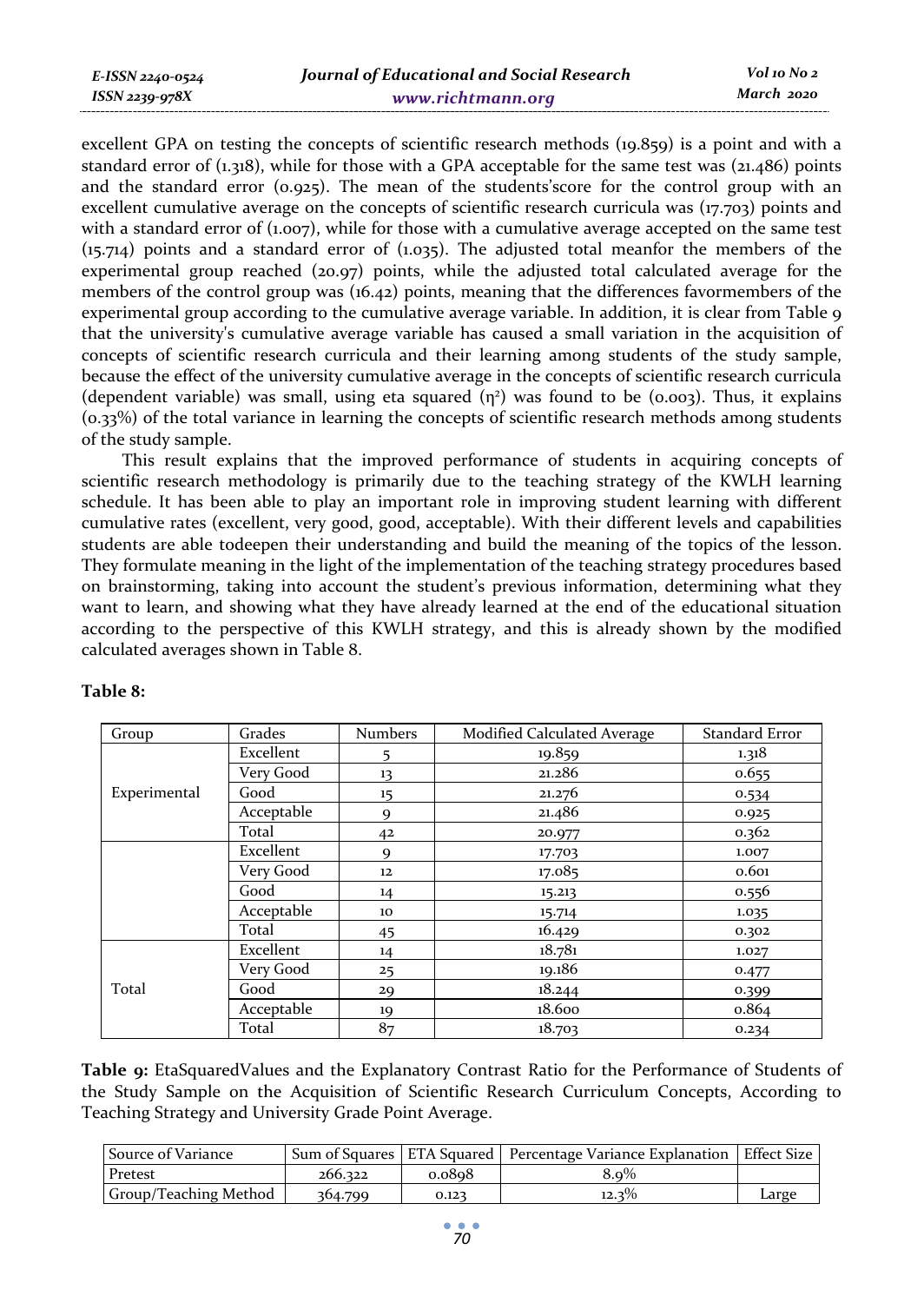excellent GPA on testing the concepts of scientific research methods (19.859) is a point and with a standard error of (1.318), while for those with a GPA acceptable for the same test was (21.486) points and the standard error (0.925). The mean of the students'score for the control group with an excellent cumulative average on the concepts of scientific research curricula was (17.703) points and with a standard error of (1.007), while for those with a cumulative average accepted on the same test (15.714) points and a standard error of (1.035). The adjusted total meanfor the members of the experimental group reached (20.97) points, while the adjusted total calculated average for the members of the control group was (16.42) points, meaning that the differences favormembers of the experimental group according to the cumulative average variable. In addition, it is clear from Table 9 that the university's cumulative average variable has caused a small variation in the acquisition of concepts of scientific research curricula and their learning among students of the study sample, because the effect of the university cumulative average in the concepts of scientific research curricula (dependent variable) was small, using eta squared ($\eta^2$) was found to be (0.003). Thus, it explains (0.33%) of the total variance in learning the concepts of scientific research methods among students of the study sample.

This result explains that the improved performance of students in acquiring concepts of scientific research methodology is primarily due to the teaching strategy of the KWLH learning schedule. It has been able to play an important role in improving student learning with different cumulative rates (excellent, very good, good, acceptable). With their different levels and capabilities students are able todeepen their understanding and build the meaning of the topics of the lesson. They formulate meaning in the light of the implementation of the teaching strategy procedures based on brainstorming, taking into account the student's previous information, determining what they want to learn, and showing what they have already learned at the end of the educational situation according to the perspective of this KWLH strategy, and this is already shown by the modified calculated averages shown in Table 8.

**Table 8:**

| Group | Grades | Numbers | Modified Calculated Average | Standard Error |
|---|---|---|---|---|
| Experimental | Excellent | 5 | 19.859 | 1.318 |
| | Very Good | 13 | 21.286 | 0.655 |
| | Good | 15 | 21.276 | 0.534 |
| | Acceptable | 9 | 21.486 | 0.925 |
| | Total | 42 | 20.977 | 0.362 |
| | Excellent | 9 | 17.703 | 1.007 |
| | Very Good | 12 | 17.085 | 0.601 |
| | Good | 14 | 15.213 | 0.556 |
| | Acceptable | 10 | 15.714 | 1.035 |
| | Total | 45 | 16.429 | 0.302 |
| Total | Excellent | 14 | 18.781 | 1.027 |
| | Very Good | 25 | 19.186 | 0.477 |
| | Good | 29 | 18.244 | 0.399 |
| | Acceptable | 19 | 18.600 | 0.864 |
| | Total | 87 | 18.703 | 0.234 |

**Table 9:** EtaSquaredValues and the Explanatory Contrast Ratio for the Performance of Students of the Study Sample on the Acquisition of Scientific Research Curriculum Concepts, According to Teaching Strategy and University Grade Point Average.

| Source of Variance | Sum of Squares | ETA Squared | Percentage Variance Explanation | Effect Size |
|---|---|---|---|---|
| Pretest | 266.322 | 0.0898 | 8.9% | |
| Group/Teaching Method | 364.799 | 0.123 | 12.3% | Large |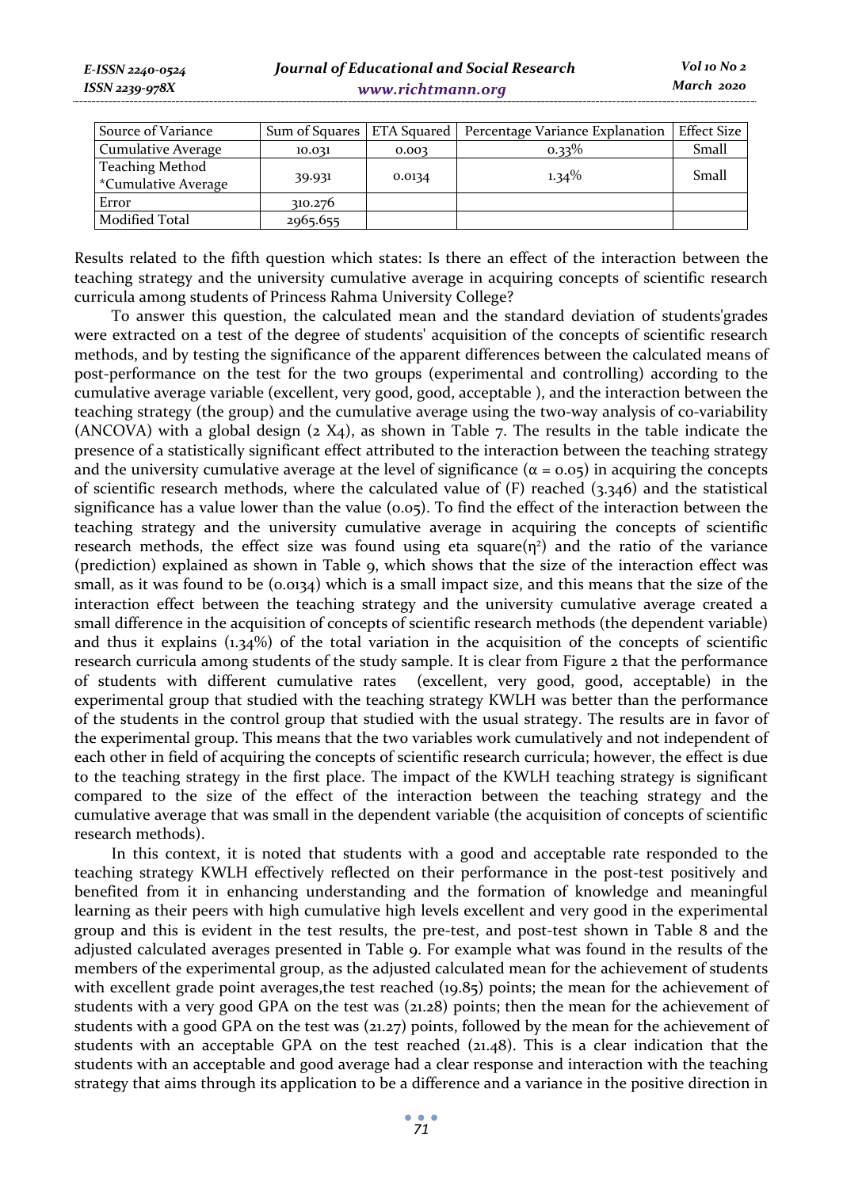| Source of Variance | Sum of Squares | ETA Squared | Percentage Variance Explanation | Effect Size |
|---|---|---|---|---|
| Cumulative Average | 10.031 | 0.003 | 0.33% | Small |
| Teaching Method *Cumulative Average | 39.931 | 0.0134 | 1.34% | Small |
| Error | 310.276 | | | |
| Modified Total | 2965.655 | | | |

Results related to the fifth question which states: Is there an effect of the interaction between the teaching strategy and the university cumulative average in acquiring concepts of scientific research curricula among students of Princess Rahma University College?

To answer this question, the calculated mean and the standard deviation of students'grades were extracted on a test of the degree of students' acquisition of the concepts of scientific research methods, and by testing the significance of the apparent differences between the calculated means of post-performance on the test for the two groups (experimental and controlling) according to the cumulative average variable (excellent, very good, good, acceptable ), and the interaction between the teaching strategy (the group) and the cumulative average using the two-way analysis of co-variability (ANCOVA) with a global design (2 X4), as shown in Table 7. The results in the table indicate the presence of a statistically significant effect attributed to the interaction between the teaching strategy and the university cumulative average at the level of significance ($\alpha = 0.05$) in acquiring the concepts of scientific research methods, where the calculated value of (F) reached (3.346) and the statistical significance has a value lower than the value (0.05). To find the effect of the interaction between the teaching strategy and the university cumulative average in acquiring the concepts of scientific research methods, the effect size was found using eta square($\eta^2$) and the ratio of the variance (prediction) explained as shown in Table 9, which shows that the size of the interaction effect was small, as it was found to be (0.0134) which is a small impact size, and this means that the size of the interaction effect between the teaching strategy and the university cumulative average created a small difference in the acquisition of concepts of scientific research methods (the dependent variable) and thus it explains (1.34%) of the total variation in the acquisition of the concepts of scientific research curricula among students of the study sample. It is clear from Figure 2 that the performance of students with different cumulative rates (excellent, very good, good, acceptable) in the experimental group that studied with the teaching strategy KWLH was better than the performance of the students in the control group that studied with the usual strategy. The results are in favor of the experimental group. This means that the two variables work cumulatively and not independent of each other in field of acquiring the concepts of scientific research curricula; however, the effect is due to the teaching strategy in the first place. The impact of the KWLH teaching strategy is significant compared to the size of the effect of the interaction between the teaching strategy and the cumulative average that was small in the dependent variable (the acquisition of concepts of scientific research methods).

In this context, it is noted that students with a good and acceptable rate responded to the teaching strategy KWLH effectively reflected on their performance in the post-test positively and benefited from it in enhancing understanding and the formation of knowledge and meaningful learning as their peers with high cumulative high levels excellent and very good in the experimental group and this is evident in the test results, the pre-test, and post-test shown in Table 8 and the adjusted calculated averages presented in Table 9. For example what was found in the results of the members of the experimental group, as the adjusted calculated mean for the achievement of students with excellent grade point averages,the test reached (19.85) points; the mean for the achievement of students with a very good GPA on the test was (21.28) points; then the mean for the achievement of students with a good GPA on the test was (21.27) points, followed by the mean for the achievement of students with an acceptable GPA on the test reached (21.48). This is a clear indication that the students with an acceptable and good average had a clear response and interaction with the teaching strategy that aims through its application to be a difference and a variance in the positive direction in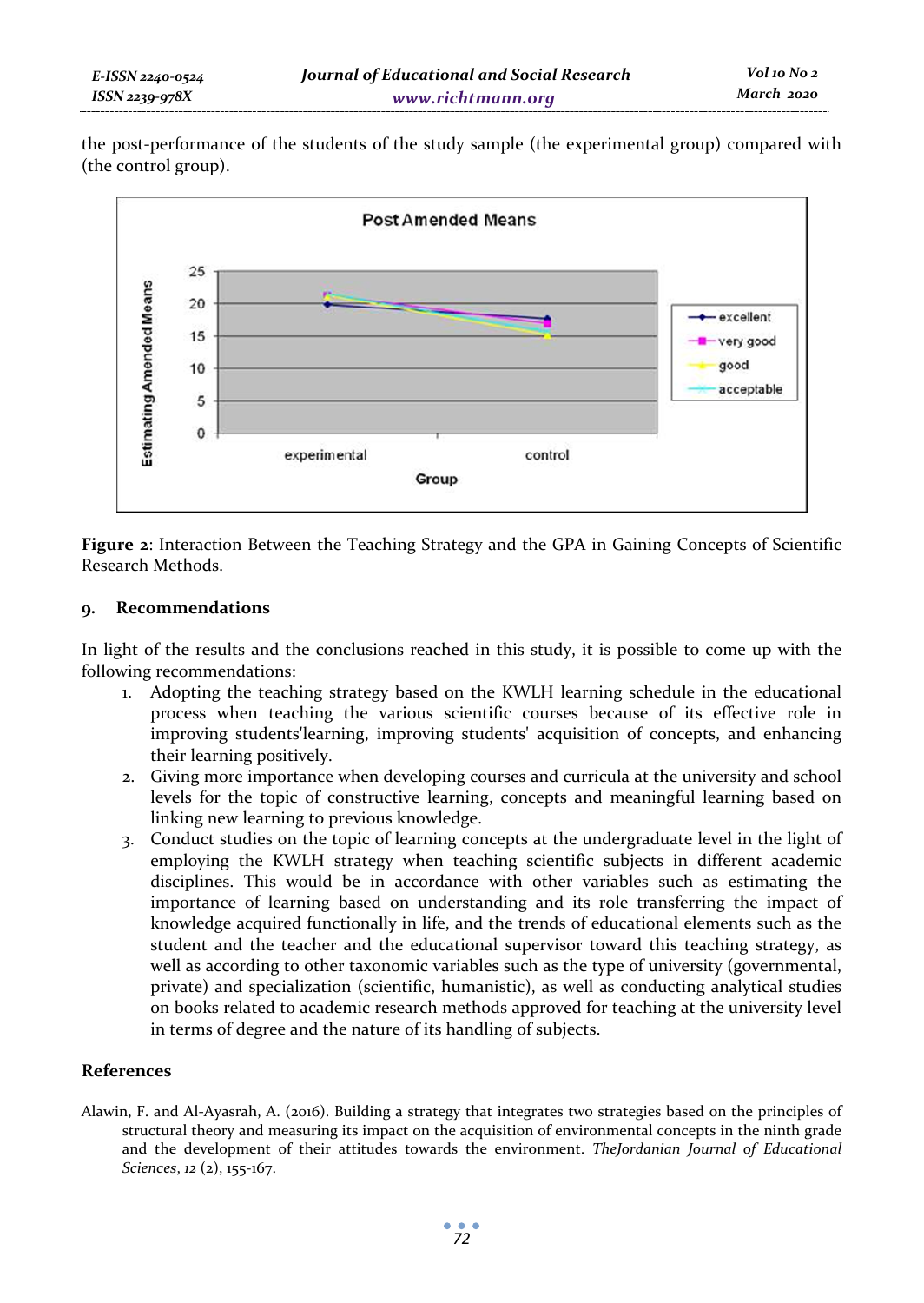the post-performance of the students of the study sample (the experimental group) compared with (the control group).

**Figure 2**: Interaction Between the Teaching Strategy and the GPA in Gaining Concepts of Scientific Research Methods.

## 9. Recommendations

In light of the results and the conclusions reached in this study, it is possible to come up with the following recommendations:

1. Adopting the teaching strategy based on the KWLH learning schedule in the educational process when teaching the various scientific courses because of its effective role in improving students'learning, improving students' acquisition of concepts, and enhancing their learning positively.
2. Giving more importance when developing courses and curricula at the university and school levels for the topic of constructive learning, concepts and meaningful learning based on linking new learning to previous knowledge.
3. Conduct studies on the topic of learning concepts at the undergraduate level in the light of employing the KWLH strategy when teaching scientific subjects in different academic disciplines. This would be in accordance with other variables such as estimating the importance of learning based on understanding and its role transferring the impact of knowledge acquired functionally in life, and the trends of educational elements such as the student and the teacher and the educational supervisor toward this teaching strategy, as well as according to other taxonomic variables such as the type of university (governmental, private) and specialization (scientific, humanistic), as well as conducting analytical studies on books related to academic research methods approved for teaching at the university level in terms of degree and the nature of its handling of subjects.

## References

Alawin, F. and Al-Ayasrah, A. (2016). Building a strategy that integrates two strategies based on the principles of structural theory and measuring its impact on the acquisition of environmental concepts in the ninth grade and the development of their attitudes towards the environment. *TheJordanian Journal of Educational Sciences*, *12* (2), 155-167.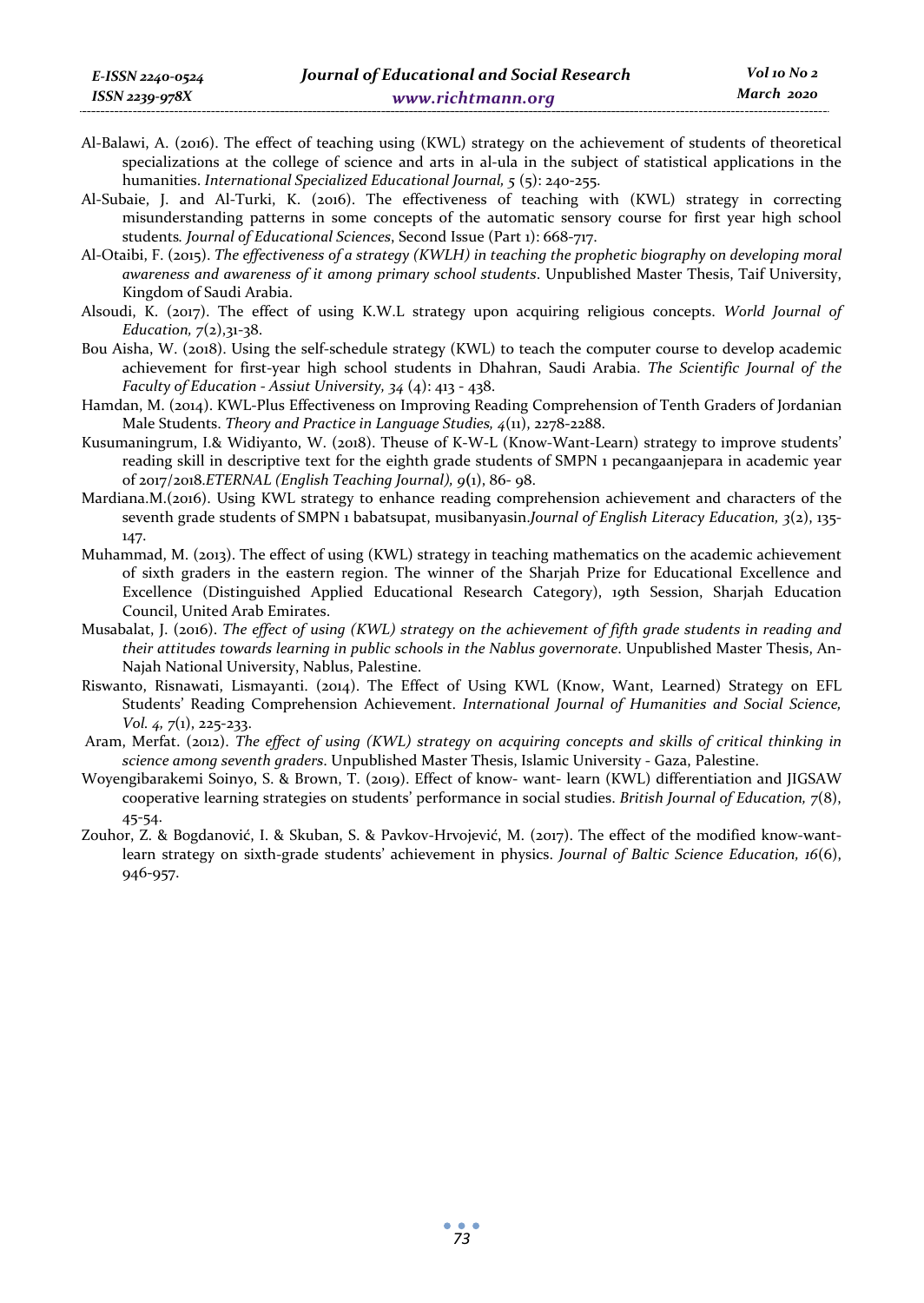Al-Balawi, A. (2016). The effect of teaching using (KWL) strategy on the achievement of students of theoretical specializations at the college of science and arts in al-ula in the subject of statistical applications in the humanities. *International Specialized Educational Journal, 5* (5): 240-255.

Al-Subaie, J. and Al-Turki, K. (2016). The effectiveness of teaching with (KWL) strategy in correcting misunderstanding patterns in some concepts of the automatic sensory course for first year high school students. *Journal of Educational Sciences*, Second Issue (Part 1): 668-717.

Al-Otaibi, F. (2015). *The effectiveness of a strategy (KWLH) in teaching the prophetic biography on developing moral awareness and awareness of it among primary school students*. Unpublished Master Thesis, Taif University, Kingdom of Saudi Arabia.

Alsoudi, K. (2017). The effect of using K.W.L strategy upon acquiring religious concepts. *World Journal of Education, 7*(2),31-38.

Bou Aisha, W. (2018). Using the self-schedule strategy (KWL) to teach the computer course to develop academic achievement for first-year high school students in Dhahran, Saudi Arabia. *The Scientific Journal of the Faculty of Education - Assiut University, 34* (4): 413 - 438.

Hamdan, M. (2014). KWL-Plus Effectiveness on Improving Reading Comprehension of Tenth Graders of Jordanian Male Students. *Theory and Practice in Language Studies, 4*(11), 2278-2288.

Kusumaningrum, I.& Widiyanto, W. (2018). Theuse of K-W-L (Know-Want-Learn) strategy to improve students' reading skill in descriptive text for the eighth grade students of SMPN 1 pecangaanjepara in academic year of 2017/2018.*ETERNAL (English Teaching Journal), 9*(1), 86- 98.

Mardiana.M.(2016). Using KWL strategy to enhance reading comprehension achievement and characters of the seventh grade students of SMPN 1 babatsupat, musibanyasin.*Journal of English Literacy Education, 3*(2), 135-147.

Muhammad, M. (2013). The effect of using (KWL) strategy in teaching mathematics on the academic achievement of sixth graders in the eastern region. The winner of the Sharjah Prize for Educational Excellence and Excellence (Distinguished Applied Educational Research Category), 19th Session, Sharjah Education Council, United Arab Emirates.

Musabalat, J. (2016). *The effect of using (KWL) strategy on the achievement of fifth grade students in reading and their attitudes towards learning in public schools in the Nablus governorate*. Unpublished Master Thesis, An-Najah National University, Nablus, Palestine.

Riswanto, Risnawati, Lismayanti. (2014). The Effect of Using KWL (Know, Want, Learned) Strategy on EFL Students' Reading Comprehension Achievement. *International Journal of Humanities and Social Science, Vol. 4, 7*(1), 225-233.

Aram, Merfat. (2012). *The effect of using (KWL) strategy on acquiring concepts and skills of critical thinking in science among seventh graders*. Unpublished Master Thesis, Islamic University - Gaza, Palestine.

Woyengibarakemi Soinyo, S. & Brown, T. (2019). Effect of know- want- learn (KWL) differentiation and JIGSAW cooperative learning strategies on students' performance in social studies. *British Journal of Education, 7*(8), 45-54.

Zouhor, Z. & Bogdanović, I. & Skuban, S. & Pavkov-Hrvojević, M. (2017). The effect of the modified know-want-learn strategy on sixth-grade students' achievement in physics. *Journal of Baltic Science Education, 16*(6), 946-957.